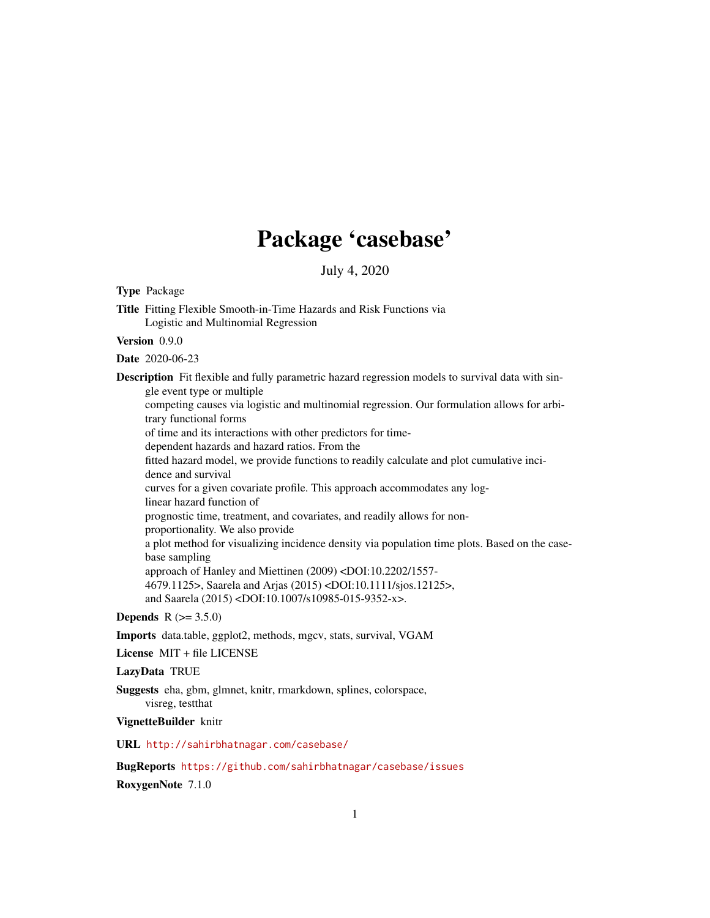# Package 'casebase'

July 4, 2020

**Type** Package

**Title** Fitting Flexible Smooth-in-Time Hazards and Risk Functions via Logistic and Multinomial Regression

**Version** 0.9.0

**Date** 2020-06-23

**Description** Fit flexible and fully parametric hazard regression models to survival data with single event type or multiple competing causes via logistic and multinomial regression. Our formulation allows for arbitrary functional forms of time and its interactions with other predictors for time-dependent hazards and hazard ratios. From the fitted hazard model, we provide functions to readily calculate and plot cumulative incidence and survival curves for a given covariate profile. This approach accommodates any log-linear hazard function of prognostic time, treatment, and covariates, and readily allows for non-proportionality. We also provide a plot method for visualizing incidence density via population time plots. Based on the case-base sampling approach of Hanley and Miettinen (2009) <DOI:10.2202/1557-4679.1125>, Saarela and Arjas (2015) <DOI:10.1111/sjos.12125>, and Saarela (2015) <DOI:10.1007/s10985-015-9352-x>.

**Depends** R (>= 3.5.0)

**Imports** data.table, ggplot2, methods, mgcv, stats, survival, VGAM

**License** MIT + file LICENSE

**LazyData** TRUE

**Suggests** eha, gbm, glmnet, knitr, rmarkdown, splines, colorspace, visreg, testthat

**VignetteBuilder** knitr

**URL** http://sahirbhatnagar.com/casebase/

**BugReports** https://github.com/sahirbhatnagar/casebase/issues

**RoxygenNote** 7.1.0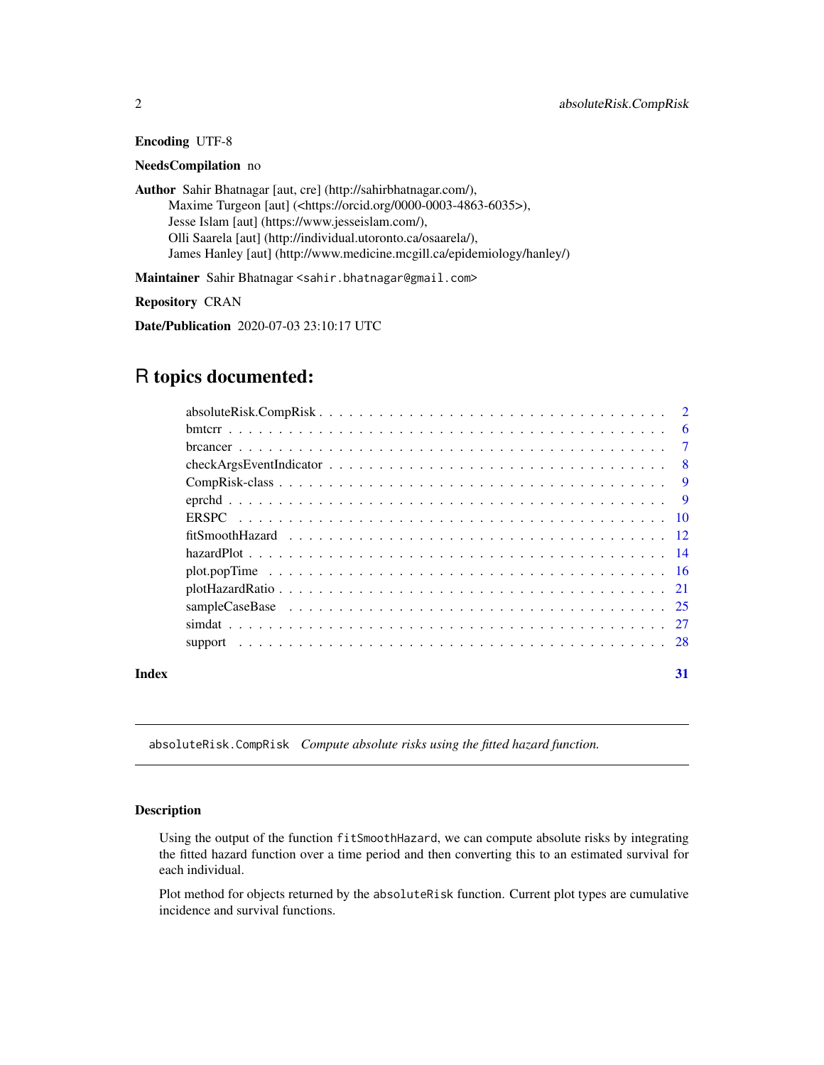**Encoding** UTF-8

**NeedsCompilation** no

**Author** Sahir Bhatnagar [aut, cre] (http://sahirbhatnagar.com/),
Maxime Turgeon [aut] (<https://orcid.org/0000-0003-4863-6035>),
Jesse Islam [aut] (https://www.jesseislam.com/),
Olli Saarela [aut] (http://individual.utoronto.ca/osaarela/),
James Hanley [aut] (http://www.medicine.mcgill.ca/epidemiology/hanley/)

**Maintainer** Sahir Bhatnagar <sahir.bhatnagar@gmail.com>

**Repository** CRAN

**Date/Publication** 2020-07-03 23:10:17 UTC

# R topics documented:

| | |
|---|---|
| absoluteRisk.CompRisk | 2 |
| bmtcrr | 6 |
| brcancer | 7 |
| checkArgsEventIndicator | 8 |
| CompRisk-class | 9 |
| eprchd | 9 |
| ERSPC | 10 |
| fitSmoothHazard | 12 |
| hazardPlot | 14 |
| plot.popTime | 16 |
| plotHazardRatio | 21 |
| sampleCaseBase | 25 |
| simdat | 27 |
| support | 28 |
| **Index** | **31** |

---

## `absoluteRisk.CompRisk` *Compute absolute risks using the fitted hazard function.*

---

### Description

Using the output of the function `fitSmoothHazard`, we can compute absolute risks by integrating the fitted hazard function over a time period and then converting this to an estimated survival for each individual.

Plot method for objects returned by the `absoluteRisk` function. Current plot types are cumulative incidence and survival functions.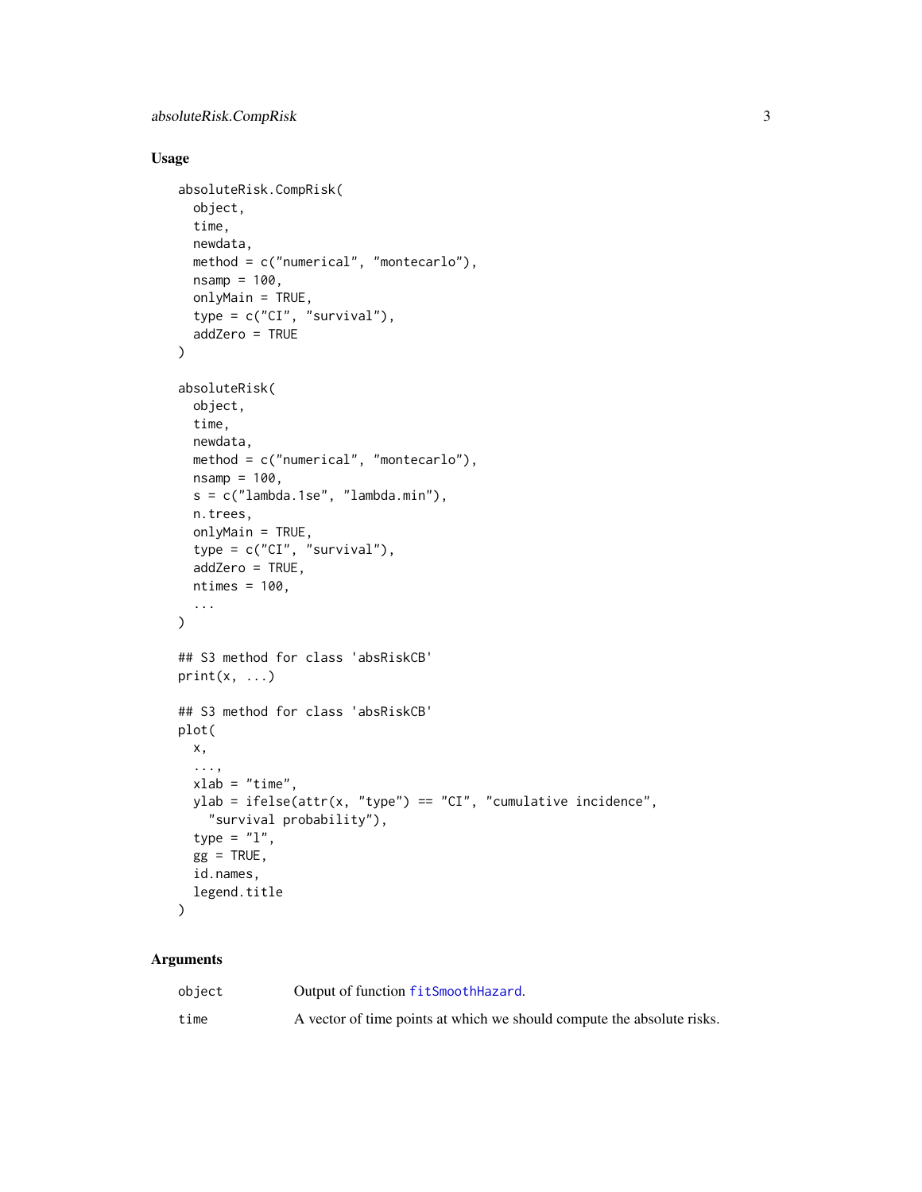## Usage

```
absoluteRisk.CompRisk(
  object,
  time,
  newdata,
  method = c("numerical", "montecarlo"),
  nsamp = 100,
  onlyMain = TRUE,
  type = c("CI", "survival"),
  addZero = TRUE
)

absoluteRisk(
  object,
  time,
  newdata,
  method = c("numerical", "montecarlo"),
  nsamp = 100,
  s = c("lambda.1se", "lambda.min"),
  n.trees,
  onlyMain = TRUE,
  type = c("CI", "survival"),
  addZero = TRUE,
  ntimes = 100,
  ...
)

## S3 method for class 'absRiskCB'
print(x, ...)

## S3 method for class 'absRiskCB'
plot(
  x,
  ...,
  xlab = "time",
  ylab = ifelse(attr(x, "type") == "CI", "cumulative incidence",
    "survival probability"),
  type = "l",
  gg = TRUE,
  id.names,
  legend.title
)
```

## Arguments

| | |
|---|---|
| `object` | Output of function `fitSmoothHazard`. |
| `time` | A vector of time points at which we should compute the absolute risks. |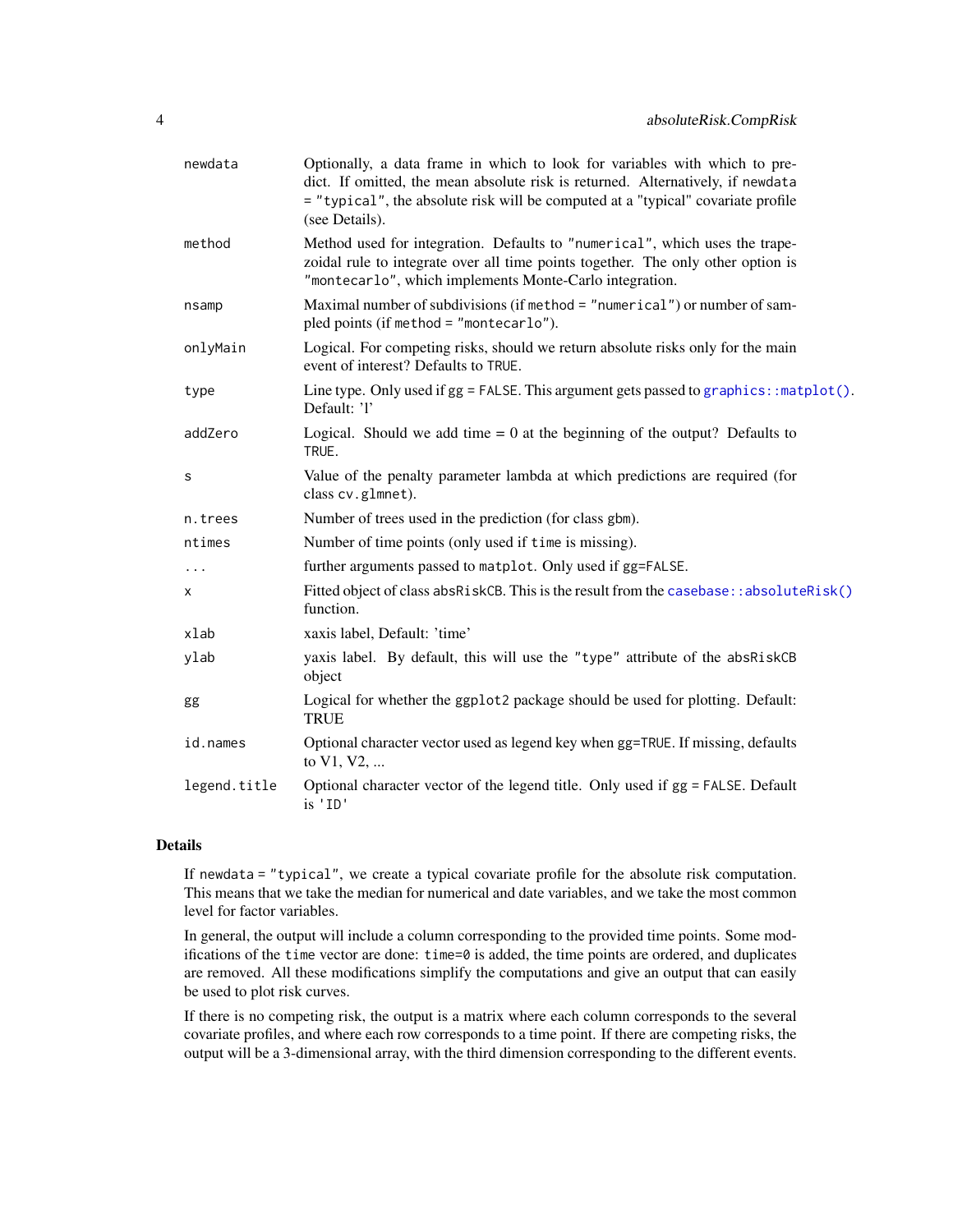| | |
|---|---|
| `newdata` | Optionally, a data frame in which to look for variables with which to predict. If omitted, the mean absolute risk is returned. Alternatively, if `newdata = "typical"`, the absolute risk will be computed at a "typical" covariate profile (see Details). |
| `method` | Method used for integration. Defaults to `"numerical"`, which uses the trapezoidal rule to integrate over all time points together. The only other option is `"montecarlo"`, which implements Monte-Carlo integration. |
| `nsamp` | Maximal number of subdivisions (if `method = "numerical"`) or number of sampled points (if `method = "montecarlo"`). |
| `onlyMain` | Logical. For competing risks, should we return absolute risks only for the main event of interest? Defaults to `TRUE`. |
| `type` | Line type. Only used if `gg = FALSE`. This argument gets passed to `graphics::matplot()`. Default: 'l' |
| `addZero` | Logical. Should we add time = 0 at the beginning of the output? Defaults to `TRUE`. |
| `s` | Value of the penalty parameter lambda at which predictions are required (for class `cv.glmnet`). |
| `n.trees` | Number of trees used in the prediction (for class `gbm`). |
| `ntimes` | Number of time points (only used if `time` is missing). |
| `...` | further arguments passed to `matplot`. Only used if `gg=FALSE`. |
| `x` | Fitted object of class `absRiskCB`. This is the result from the `casebase::absoluteRisk()` function. |
| `xlab` | xaxis label, Default: 'time' |
| `ylab` | yaxis label. By default, this will use the `"type"` attribute of the `absRiskCB` object |
| `gg` | Logical for whether the `ggplot2` package should be used for plotting. Default: TRUE |
| `id.names` | Optional character vector used as legend key when `gg=TRUE`. If missing, defaults to V1, V2, ... |
| `legend.title` | Optional character vector of the legend title. Only used if `gg = FALSE`. Default is `'ID'` |

## Details

If `newdata = "typical"`, we create a typical covariate profile for the absolute risk computation. This means that we take the median for numerical and date variables, and we take the most common level for factor variables.

In general, the output will include a column corresponding to the provided time points. Some modifications of the `time` vector are done: `time=0` is added, the time points are ordered, and duplicates are removed. All these modifications simplify the computations and give an output that can easily be used to plot risk curves.

If there is no competing risk, the output is a matrix where each column corresponds to the several covariate profiles, and where each row corresponds to a time point. If there are competing risks, the output will be a 3-dimensional array, with the third dimension corresponding to the different events.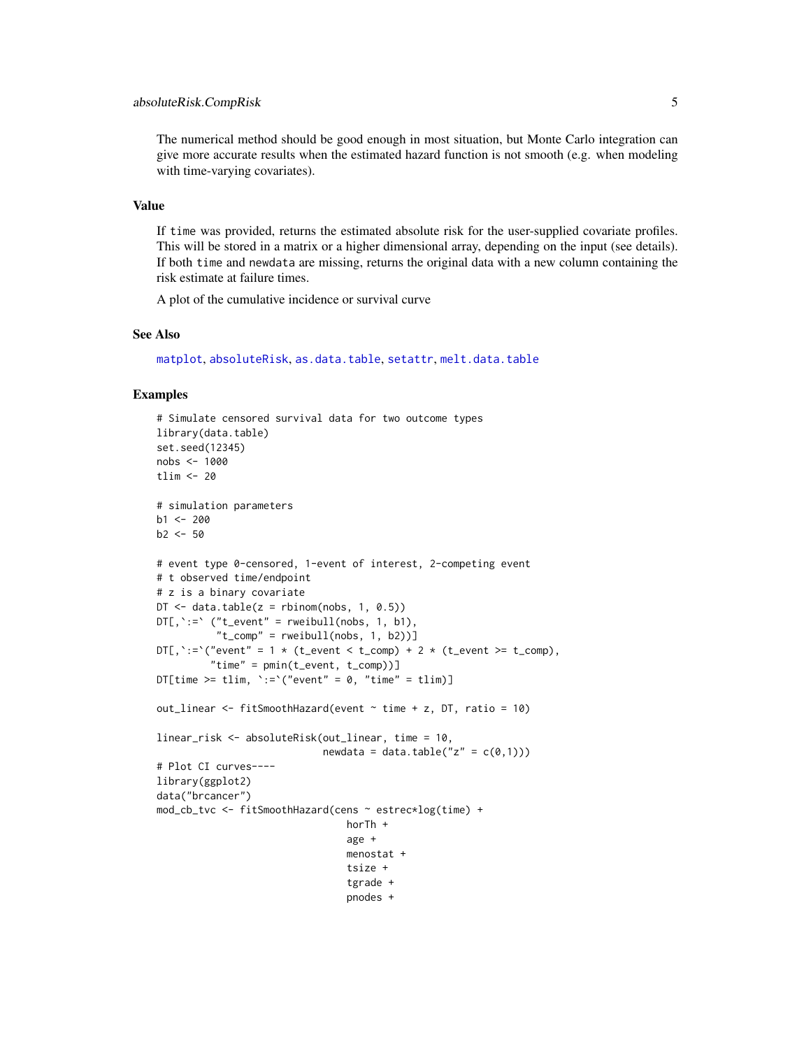The numerical method should be good enough in most situation, but Monte Carlo integration can give more accurate results when the estimated hazard function is not smooth (e.g. when modeling with time-varying covariates).

## Value

If `time` was provided, returns the estimated absolute risk for the user-supplied covariate profiles. This will be stored in a matrix or a higher dimensional array, depending on the input (see details). If both `time` and `newdata` are missing, returns the original data with a new column containing the risk estimate at failure times.

A plot of the cumulative incidence or survival curve

## See Also

`matplot`, `absoluteRisk`, `as.data.table`, `setattr`, `melt.data.table`

## Examples

```
# Simulate censored survival data for two outcome types
library(data.table)
set.seed(12345)
nobs <- 1000
tlim <- 20

# simulation parameters
b1 <- 200
b2 <- 50

# event type 0-censored, 1-event of interest, 2-competing event
# t observed time/endpoint
# z is a binary covariate
DT <- data.table(z = rbinom(nobs, 1, 0.5))
DT[,`:=` ("t_event" = rweibull(nobs, 1, b1),
          "t_comp" = rweibull(nobs, 1, b2))]
DT[,`:=`("event" = 1 * (t_event < t_comp) + 2 * (t_event >= t_comp),
         "time" = pmin(t_event, t_comp))]
DT[time >= tlim, `:=`("event" = 0, "time" = tlim)]

out_linear <- fitSmoothHazard(event ~ time + z, DT, ratio = 10)

linear_risk <- absoluteRisk(out_linear, time = 10,
                            newdata = data.table("z" = c(0,1)))
# Plot CI curves----
library(ggplot2)
data("brcancer")
mod_cb_tvc <- fitSmoothHazard(cens ~ estrec*log(time) +
                                horTh +
                                age +
                                menostat +
                                tsize +
                                tgrade +
                                pnodes +
```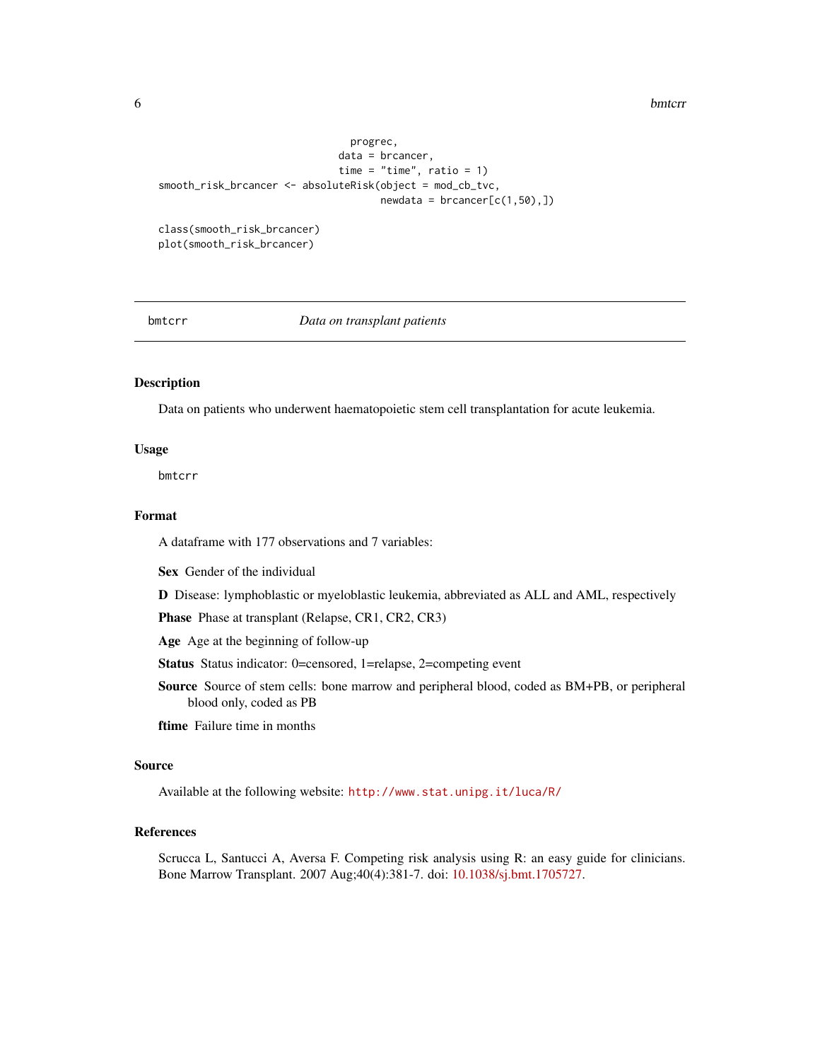```
                               progrec,
                             data = brcancer,
                             time = "time", ratio = 1)
smooth_risk_brcancer <- absoluteRisk(object = mod_cb_tvc,
                                     newdata = brcancer[c(1,50),])

class(smooth_risk_brcancer)
plot(smooth_risk_brcancer)
```

---

bmtcrr *Data on transplant patients*

---

### Description

Data on patients who underwent haematopoietic stem cell transplantation for acute leukemia.

### Usage

```
bmtcrr
```

### Format

A dataframe with 177 observations and 7 variables:

**Sex** Gender of the individual

**D** Disease: lymphoblastic or myeloblastic leukemia, abbreviated as ALL and AML, respectively

**Phase** Phase at transplant (Relapse, CR1, CR2, CR3)

**Age** Age at the beginning of follow-up

**Status** Status indicator: 0=censored, 1=relapse, 2=competing event

**Source** Source of stem cells: bone marrow and peripheral blood, coded as BM+PB, or peripheral blood only, coded as PB

**ftime** Failure time in months

### Source

Available at the following website: http://www.stat.unipg.it/luca/R/

### References

Scrucca L, Santucci A, Aversa F. Competing risk analysis using R: an easy guide for clinicians. Bone Marrow Transplant. 2007 Aug;40(4):381-7. doi: 10.1038/sj.bmt.1705727.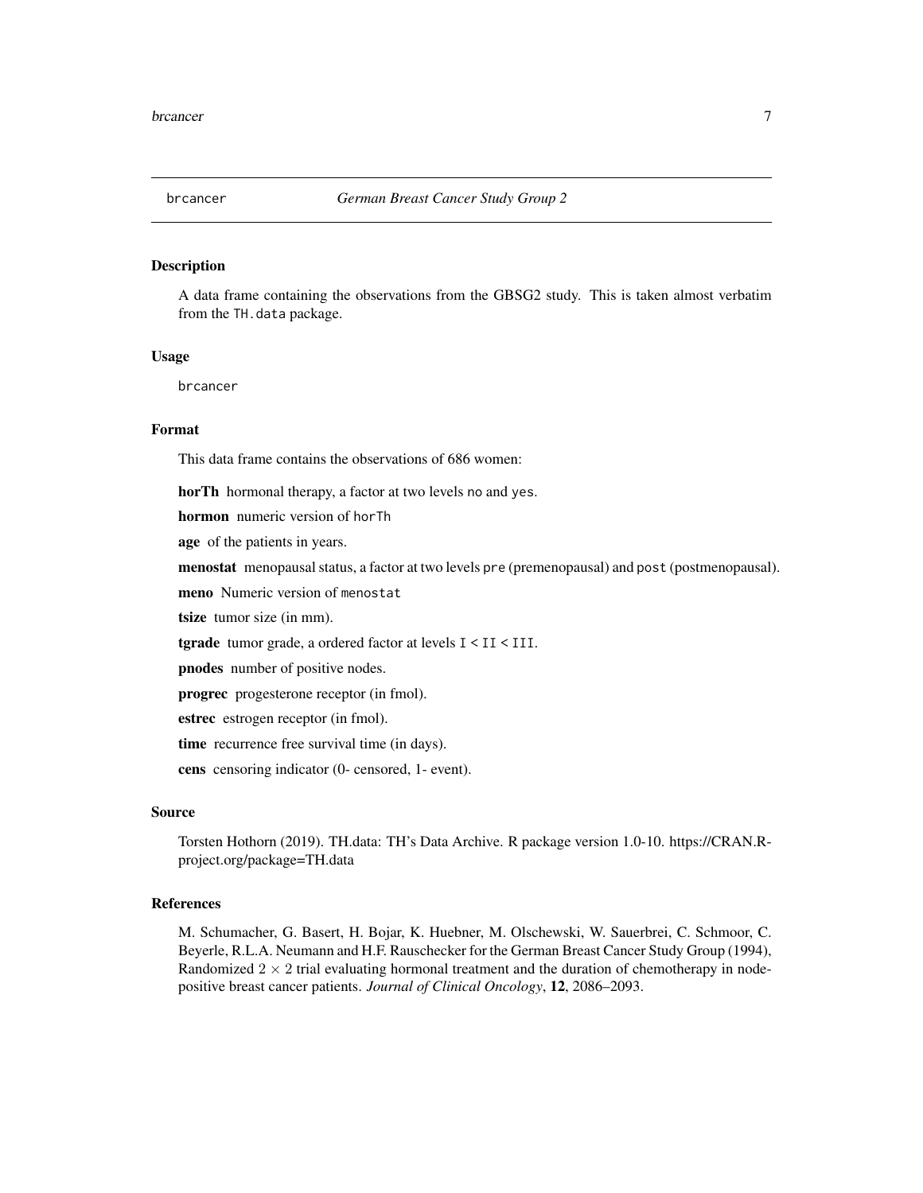# brcancer — *German Breast Cancer Study Group 2*

## Description

A data frame containing the observations from the GBSG2 study. This is taken almost verbatim from the `TH.data` package.

## Usage

```
brcancer
```

## Format

This data frame contains the observations of 686 women:

**horTh** hormonal therapy, a factor at two levels `no` and `yes`.

**hormon** numeric version of `horTh`

**age** of the patients in years.

**menostat** menopausal status, a factor at two levels `pre` (premenopausal) and `post` (postmenopausal).

**meno** Numeric version of `menostat`

**tsize** tumor size (in mm).

**tgrade** tumor grade, a ordered factor at levels `I < II < III`.

**pnodes** number of positive nodes.

**progrec** progesterone receptor (in fmol).

**estrec** estrogen receptor (in fmol).

**time** recurrence free survival time (in days).

**cens** censoring indicator (0- censored, 1- event).

## Source

Torsten Hothorn (2019). TH.data: TH's Data Archive. R package version 1.0-10. https://CRAN.R-project.org/package=TH.data

## References

M. Schumacher, G. Basert, H. Bojar, K. Huebner, M. Olschewski, W. Sauerbrei, C. Schmoor, C. Beyerle, R.L.A. Neumann and H.F. Rauschecker for the German Breast Cancer Study Group (1994), Randomized $2 \times 2$ trial evaluating hormonal treatment and the duration of chemotherapy in node-positive breast cancer patients. *Journal of Clinical Oncology*, **12**, 2086–2093.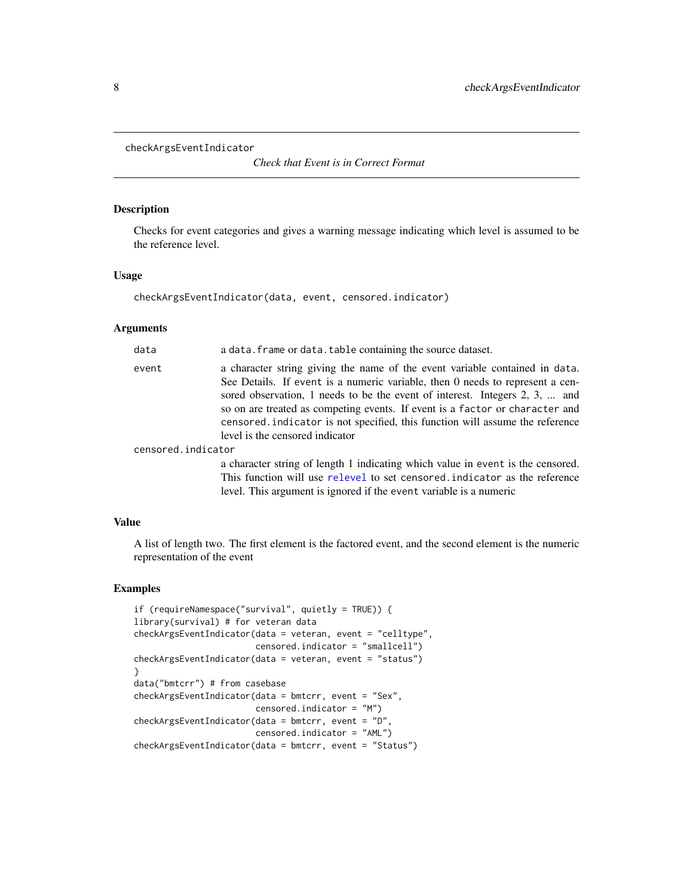# checkArgsEventIndicator

*Check that Event is in Correct Format*

## Description

Checks for event categories and gives a warning message indicating which level is assumed to be the reference level.

## Usage

```
checkArgsEventIndicator(data, event, censored.indicator)
```

## Arguments

| | |
|---|---|
| `data` | a `data.frame` or `data.table` containing the source dataset. |
| `event` | a character string giving the name of the event variable contained in `data`. See Details. If `event` is a numeric variable, then 0 needs to represent a censored observation, 1 needs to be the event of interest. Integers 2, 3, ... and so on are treated as competing events. If event is a `factor` or `character` and `censored.indicator` is not specified, this function will assume the reference level is the censored indicator |
| `censored.indicator` | a character string of length 1 indicating which value in `event` is the censored. This function will use `relevel` to set `censored.indicator` as the reference level. This argument is ignored if the `event` variable is a numeric |

## Value

A list of length two. The first element is the factored event, and the second element is the numeric representation of the event

## Examples

```
if (requireNamespace("survival", quietly = TRUE)) {
library(survival) # for veteran data
checkArgsEventIndicator(data = veteran, event = "celltype",
                        censored.indicator = "smallcell")
checkArgsEventIndicator(data = veteran, event = "status")
}
data("bmtcrr") # from casebase
checkArgsEventIndicator(data = bmtcrr, event = "Sex",
                        censored.indicator = "M")
checkArgsEventIndicator(data = bmtcrr, event = "D",
                        censored.indicator = "AML")
checkArgsEventIndicator(data = bmtcrr, event = "Status")
```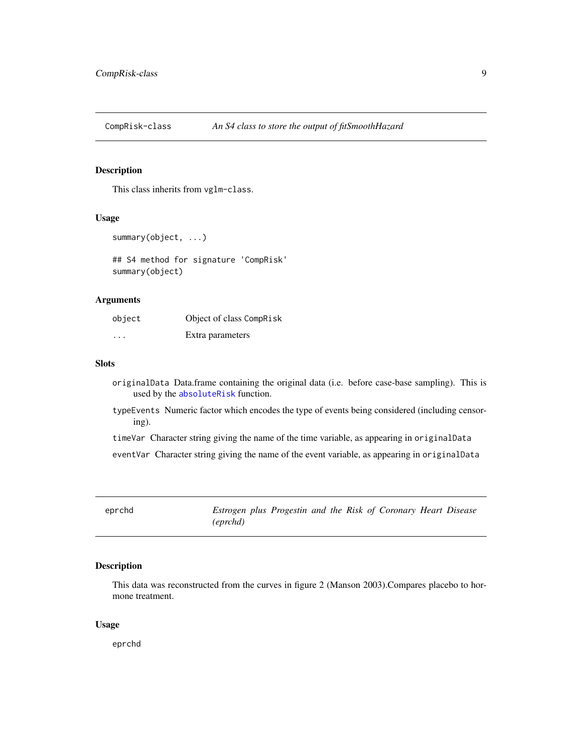## CompRisk-class *An S4 class to store the output of fitSmoothHazard*

### Description

This class inherits from `vglm-class`.

### Usage

```
summary(object, ...)

## S4 method for signature 'CompRisk'
summary(object)
```

### Arguments

| | |
|---|---|
| `object` | Object of class `CompRisk` |
| `...` | Extra parameters |

### Slots

- `originalData` Data.frame containing the original data (i.e. before case-base sampling). This is used by the `absoluteRisk` function.
- `typeEvents` Numeric factor which encodes the type of events being considered (including censoring).
- `timeVar` Character string giving the name of the time variable, as appearing in `originalData`
- `eventVar` Character string giving the name of the event variable, as appearing in `originalData`

## eprchd *Estrogen plus Progestin and the Risk of Coronary Heart Disease (eprchd)*

### Description

This data was reconstructed from the curves in figure 2 (Manson 2003).Compares placebo to hormone treatment.

### Usage

```
eprchd
```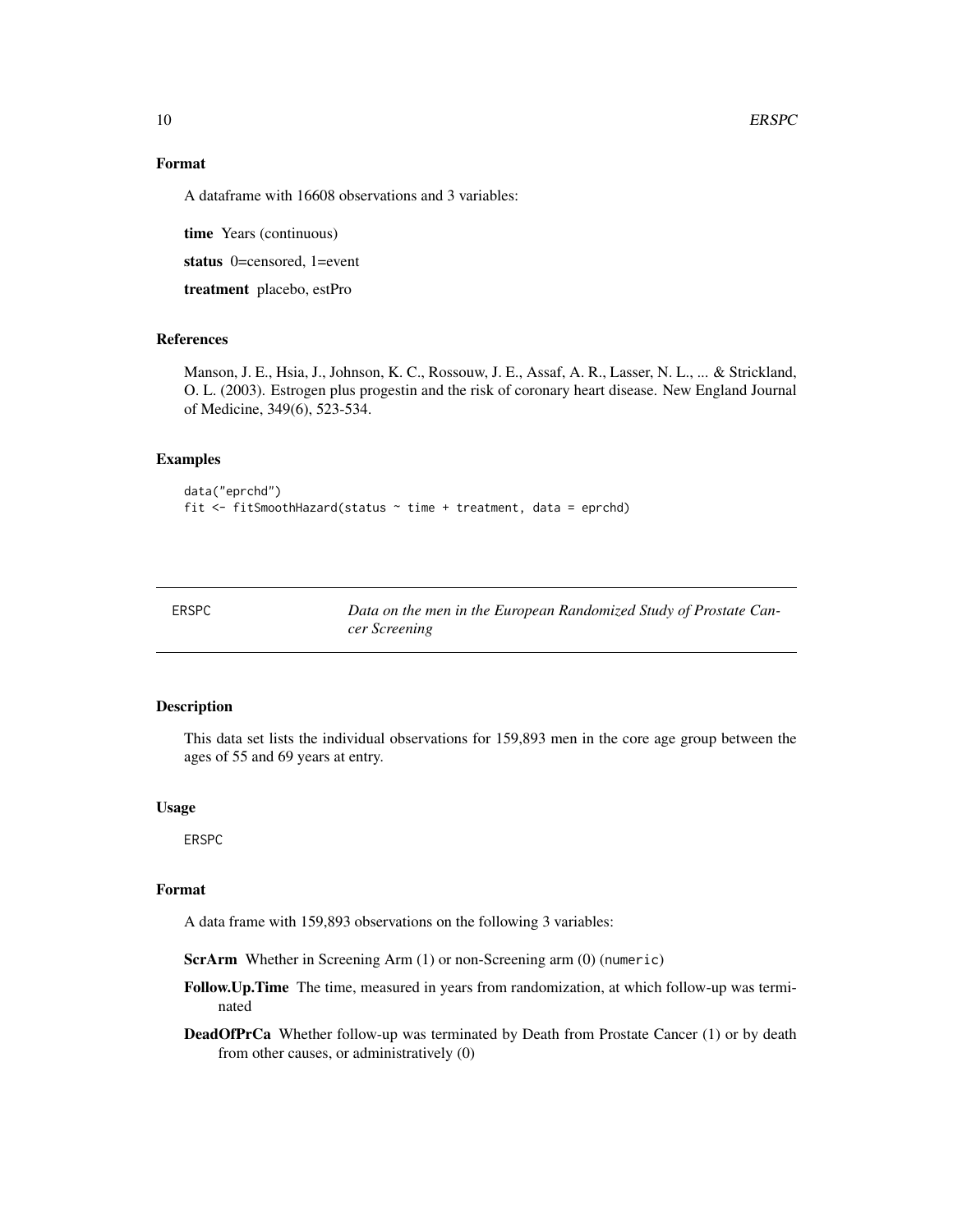## Format

A dataframe with 16608 observations and 3 variables:

**time** Years (continuous)

**status** 0=censored, 1=event

**treatment** placebo, estPro

## References

Manson, J. E., Hsia, J., Johnson, K. C., Rossouw, J. E., Assaf, A. R., Lasser, N. L., ... & Strickland, O. L. (2003). Estrogen plus progestin and the risk of coronary heart disease. New England Journal of Medicine, 349(6), 523-534.

## Examples

```
data("eprchd")
fit <- fitSmoothHazard(status ~ time + treatment, data = eprchd)
```

---

# ERSPC *Data on the men in the European Randomized Study of Prostate Cancer Screening*

## Description

This data set lists the individual observations for 159,893 men in the core age group between the ages of 55 and 69 years at entry.

## Usage

```
ERSPC
```

## Format

A data frame with 159,893 observations on the following 3 variables:

**ScrArm** Whether in Screening Arm (1) or non-Screening arm (0) (`numeric`)

**Follow.Up.Time** The time, measured in years from randomization, at which follow-up was terminated

**DeadOfPrCa** Whether follow-up was terminated by Death from Prostate Cancer (1) or by death from other causes, or administratively (0)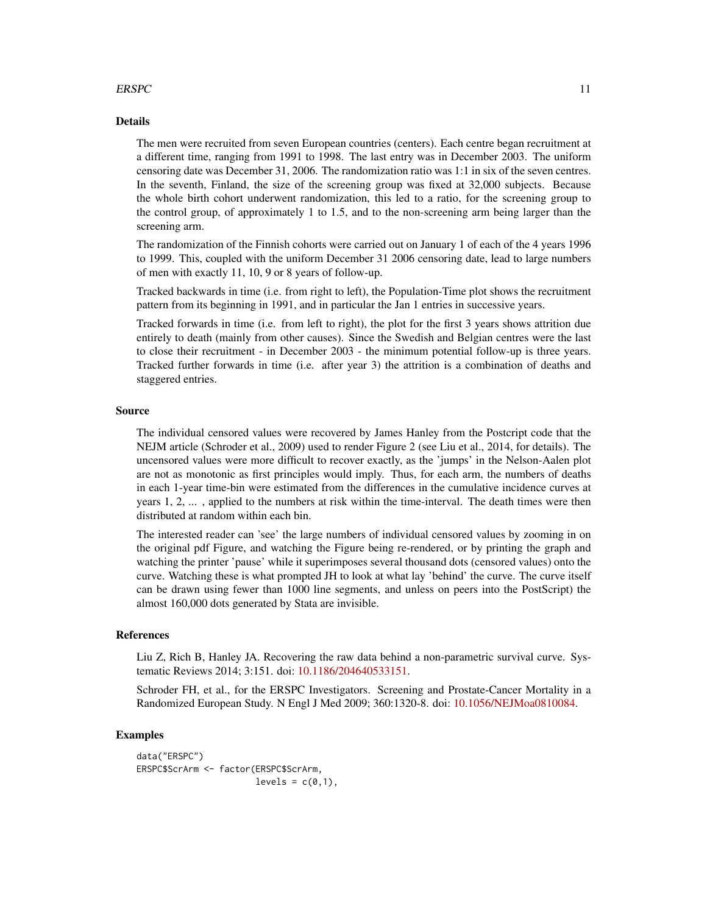### Details

The men were recruited from seven European countries (centers). Each centre began recruitment at a different time, ranging from 1991 to 1998. The last entry was in December 2003. The uniform censoring date was December 31, 2006. The randomization ratio was 1:1 in six of the seven centres. In the seventh, Finland, the size of the screening group was fixed at 32,000 subjects. Because the whole birth cohort underwent randomization, this led to a ratio, for the screening group to the control group, of approximately 1 to 1.5, and to the non-screening arm being larger than the screening arm.

The randomization of the Finnish cohorts were carried out on January 1 of each of the 4 years 1996 to 1999. This, coupled with the uniform December 31 2006 censoring date, lead to large numbers of men with exactly 11, 10, 9 or 8 years of follow-up.

Tracked backwards in time (i.e. from right to left), the Population-Time plot shows the recruitment pattern from its beginning in 1991, and in particular the Jan 1 entries in successive years.

Tracked forwards in time (i.e. from left to right), the plot for the first 3 years shows attrition due entirely to death (mainly from other causes). Since the Swedish and Belgian centres were the last to close their recruitment - in December 2003 - the minimum potential follow-up is three years. Tracked further forwards in time (i.e. after year 3) the attrition is a combination of deaths and staggered entries.

### Source

The individual censored values were recovered by James Hanley from the Postcript code that the NEJM article (Schroder et al., 2009) used to render Figure 2 (see Liu et al., 2014, for details). The uncensored values were more difficult to recover exactly, as the 'jumps' in the Nelson-Aalen plot are not as monotonic as first principles would imply. Thus, for each arm, the numbers of deaths in each 1-year time-bin were estimated from the differences in the cumulative incidence curves at years 1, 2, ... , applied to the numbers at risk within the time-interval. The death times were then distributed at random within each bin.

The interested reader can 'see' the large numbers of individual censored values by zooming in on the original pdf Figure, and watching the Figure being re-rendered, or by printing the graph and watching the printer 'pause' while it superimposes several thousand dots (censored values) onto the curve. Watching these is what prompted JH to look at what lay 'behind' the curve. The curve itself can be drawn using fewer than 1000 line segments, and unless on peers into the PostScript) the almost 160,000 dots generated by Stata are invisible.

### References

Liu Z, Rich B, Hanley JA. Recovering the raw data behind a non-parametric survival curve. Systematic Reviews 2014; 3:151. doi: 10.1186/204640533151.

Schroder FH, et al., for the ERSPC Investigators. Screening and Prostate-Cancer Mortality in a Randomized European Study. N Engl J Med 2009; 360:1320-8. doi: 10.1056/NEJMoa0810084.

### Examples

```
data("ERSPC")
ERSPC$ScrArm <- factor(ERSPC$ScrArm,
                       levels = c(0,1),
```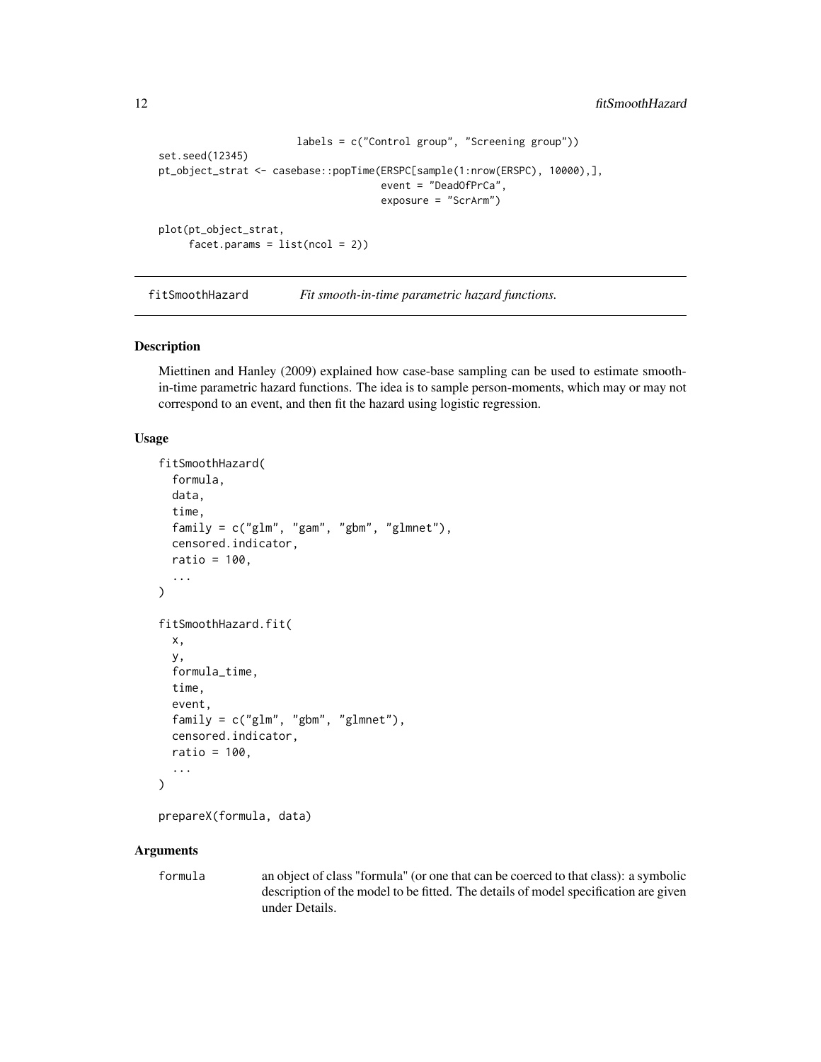```
                        labels = c("Control group", "Screening group"))
set.seed(12345)
pt_object_strat <- casebase::popTime(ERSPC[sample(1:nrow(ERSPC), 10000),],
                                     event = "DeadOfPrCa",
                                     exposure = "ScrArm")

plot(pt_object_strat,
     facet.params = list(ncol = 2))
```

## fitSmoothHazard *Fit smooth-in-time parametric hazard functions.*

### Description

Miettinen and Hanley (2009) explained how case-base sampling can be used to estimate smooth-in-time parametric hazard functions. The idea is to sample person-moments, which may or may not correspond to an event, and then fit the hazard using logistic regression.

### Usage

```
fitSmoothHazard(
  formula,
  data,
  time,
  family = c("glm", "gam", "gbm", "glmnet"),
  censored.indicator,
  ratio = 100,
  ...
)

fitSmoothHazard.fit(
  x,
  y,
  formula_time,
  time,
  event,
  family = c("glm", "gbm", "glmnet"),
  censored.indicator,
  ratio = 100,
  ...
)

prepareX(formula, data)
```

### Arguments

`formula` an object of class "formula" (or one that can be coerced to that class): a symbolic description of the model to be fitted. The details of model specification are given under Details.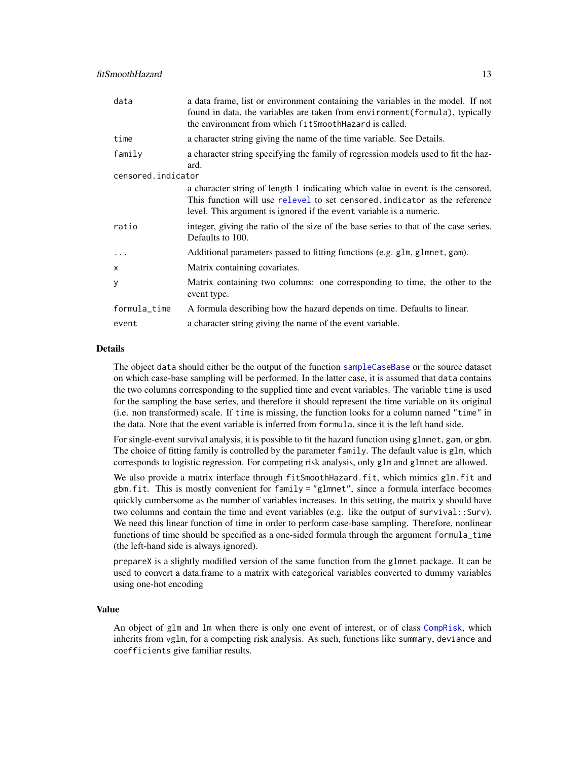| | |
|---|---|
| `data` | a data frame, list or environment containing the variables in the model. If not found in data, the variables are taken from `environment(formula)`, typically the environment from which `fitSmoothHazard` is called. |
| `time` | a character string giving the name of the time variable. See Details. |
| `family` | a character string specifying the family of regression models used to fit the hazard. |
| `censored.indicator` | a character string of length 1 indicating which value in `event` is the censored. This function will use `relevel` to set `censored.indicator` as the reference level. This argument is ignored if the `event` variable is a numeric. |
| `ratio` | integer, giving the ratio of the size of the base series to that of the case series. Defaults to 100. |
| `...` | Additional parameters passed to fitting functions (e.g. `glm`, `glmnet`, `gam`). |
| `x` | Matrix containing covariates. |
| `y` | Matrix containing two columns: one corresponding to time, the other to the event type. |
| `formula_time` | A formula describing how the hazard depends on time. Defaults to linear. |
| `event` | a character string giving the name of the event variable. |

## Details

The object `data` should either be the output of the function `sampleCaseBase` or the source dataset on which case-base sampling will be performed. In the latter case, it is assumed that `data` contains the two columns corresponding to the supplied time and event variables. The variable `time` is used for the sampling the base series, and therefore it should represent the time variable on its original (i.e. non transformed) scale. If `time` is missing, the function looks for a column named `"time"` in the data. Note that the event variable is inferred from `formula`, since it is the left hand side.

For single-event survival analysis, it is possible to fit the hazard function using `glmnet`, `gam`, or `gbm`. The choice of fitting family is controlled by the parameter `family`. The default value is `glm`, which corresponds to logistic regression. For competing risk analysis, only `glm` and `glmnet` are allowed.

We also provide a matrix interface through `fitSmoothHazard.fit`, which mimics `glm.fit` and `gbm.fit`. This is mostly convenient for `family = "glmnet"`, since a formula interface becomes quickly cumbersome as the number of variables increases. In this setting, the matrix `y` should have two columns and contain the time and event variables (e.g. like the output of `survival::Surv`). We need this linear function of time in order to perform case-base sampling. Therefore, nonlinear functions of time should be specified as a one-sided formula through the argument `formula_time` (the left-hand side is always ignored).

`prepareX` is a slightly modified version of the same function from the `glmnet` package. It can be used to convert a data.frame to a matrix with categorical variables converted to dummy variables using one-hot encoding

## Value

An object of `glm` and `lm` when there is only one event of interest, or of class `CompRisk`, which inherits from `vglm`, for a competing risk analysis. As such, functions like `summary`, `deviance` and `coefficients` give familiar results.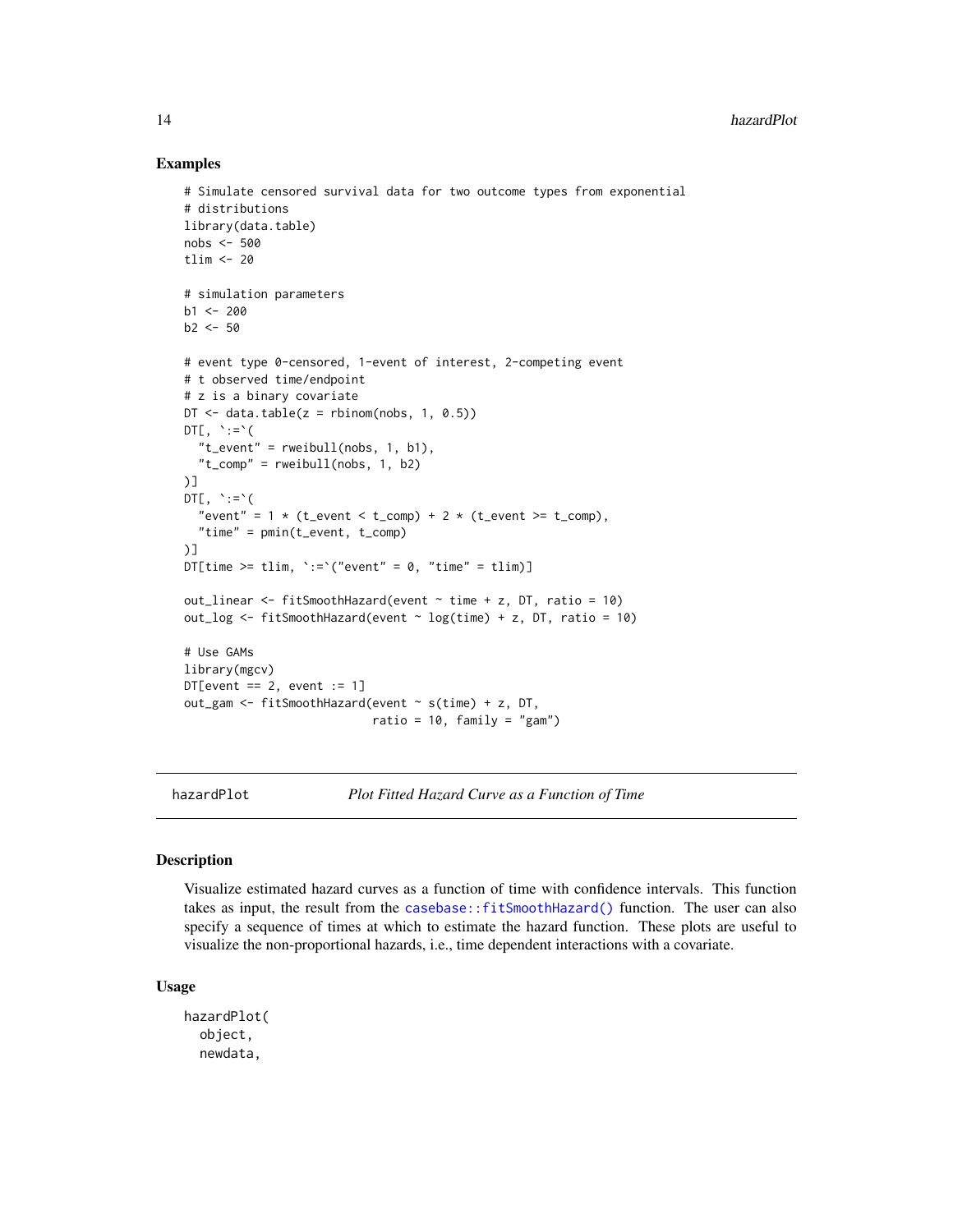## Examples

```
# Simulate censored survival data for two outcome types from exponential
# distributions
library(data.table)
nobs <- 500
tlim <- 20

# simulation parameters
b1 <- 200
b2 <- 50

# event type 0-censored, 1-event of interest, 2-competing event
# t observed time/endpoint
# z is a binary covariate
DT <- data.table(z = rbinom(nobs, 1, 0.5))
DT[, `:=`(
  "t_event" = rweibull(nobs, 1, b1),
  "t_comp" = rweibull(nobs, 1, b2)
)]
DT[, `:=`(
  "event" = 1 * (t_event < t_comp) + 2 * (t_event >= t_comp),
  "time" = pmin(t_event, t_comp)
)]
DT[time >= tlim, `:=`("event" = 0, "time" = tlim)]

out_linear <- fitSmoothHazard(event ~ time + z, DT, ratio = 10)
out_log <- fitSmoothHazard(event ~ log(time) + z, DT, ratio = 10)

# Use GAMs
library(mgcv)
DT[event == 2, event := 1]
out_gam <- fitSmoothHazard(event ~ s(time) + z, DT,
                           ratio = 10, family = "gam")
```

---

`hazardPlot` *Plot Fitted Hazard Curve as a Function of Time*

---

## Description

Visualize estimated hazard curves as a function of time with confidence intervals. This function takes as input, the result from the `casebase::fitSmoothHazard()` function. The user can also specify a sequence of times at which to estimate the hazard function. These plots are useful to visualize the non-proportional hazards, i.e., time dependent interactions with a covariate.

## Usage

```
hazardPlot(
  object,
  newdata,
```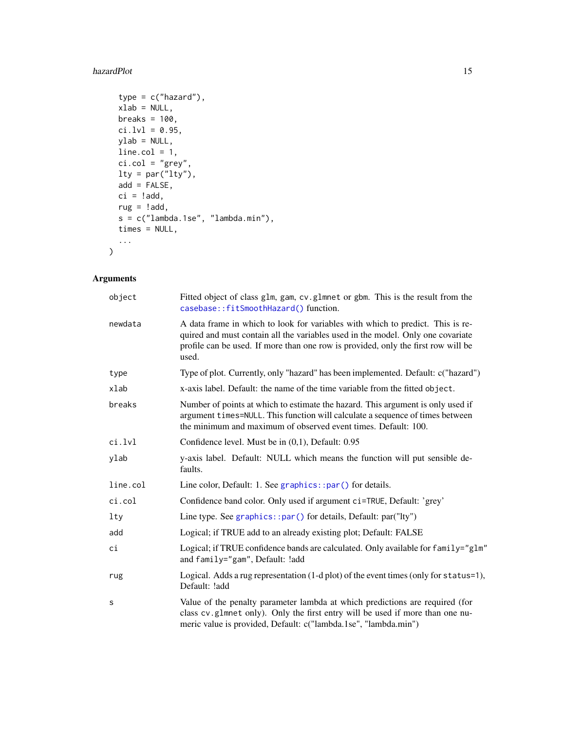```
  type = c("hazard"),
  xlab = NULL,
  breaks = 100,
  ci.lvl = 0.95,
  ylab = NULL,
  line.col = 1,
  ci.col = "grey",
  lty = par("lty"),
  add = FALSE,
  ci = !add,
  rug = !add,
  s = c("lambda.1se", "lambda.min"),
  times = NULL,
  ...
)
```

### Arguments

| Argument | Description |
|---|---|
| `object` | Fitted object of class `glm`, `gam`, `cv.glmnet` or `gbm`. This is the result from the `casebase::fitSmoothHazard()` function. |
| `newdata` | A data frame in which to look for variables with which to predict. This is required and must contain all the variables used in the model. Only one covariate profile can be used. If more than one row is provided, only the first row will be used. |
| `type` | Type of plot. Currently, only "hazard" has been implemented. Default: c("hazard") |
| `xlab` | x-axis label. Default: the name of the time variable from the fitted `object`. |
| `breaks` | Number of points at which to estimate the hazard. This argument is only used if argument `times=NULL`. This function will calculate a sequence of times between the minimum and maximum of observed event times. Default: 100. |
| `ci.lvl` | Confidence level. Must be in (0,1), Default: 0.95 |
| `ylab` | y-axis label. Default: NULL which means the function will put sensible defaults. |
| `line.col` | Line color, Default: 1. See `graphics::par()` for details. |
| `ci.col` | Confidence band color. Only used if argument `ci=TRUE`, Default: 'grey' |
| `lty` | Line type. See `graphics::par()` for details, Default: par("lty") |
| `add` | Logical; if TRUE add to an already existing plot; Default: FALSE |
| `ci` | Logical; if TRUE confidence bands are calculated. Only available for `family="glm"` and `family="gam"`, Default: !add |
| `rug` | Logical. Adds a rug representation (1-d plot) of the event times (only for `status=1`), Default: !add |
| `s` | Value of the penalty parameter lambda at which predictions are required (for class `cv.glmnet` only). Only the first entry will be used if more than one numeric value is provided, Default: c("lambda.1se", "lambda.min") |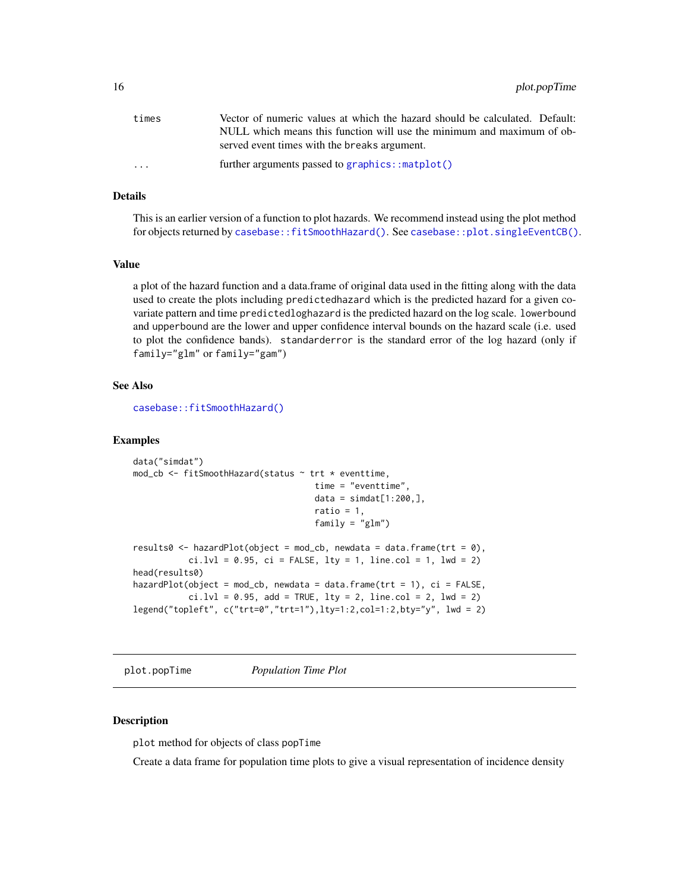| | |
|---|---|
| `times` | Vector of numeric values at which the hazard should be calculated. Default: NULL which means this function will use the minimum and maximum of observed event times with the `breaks` argument. |
| `...` | further arguments passed to `graphics::matplot()` |

### Details

This is an earlier version of a function to plot hazards. We recommend instead using the plot method for objects returned by `casebase::fitSmoothHazard()`. See `casebase::plot.singleEventCB()`.

### Value

a plot of the hazard function and a data.frame of original data used in the fitting along with the data used to create the plots including `predictedhazard` which is the predicted hazard for a given covariate pattern and time `predictedloghazard` is the predicted hazard on the log scale. `lowerbound` and `upperbound` are the lower and upper confidence interval bounds on the hazard scale (i.e. used to plot the confidence bands). `standarderror` is the standard error of the log hazard (only if `family="glm"` or `family="gam"`)

### See Also

`casebase::fitSmoothHazard()`

### Examples

```
data("simdat")
mod_cb <- fitSmoothHazard(status ~ trt * eventtime,
                                    time = "eventtime",
                                    data = simdat[1:200,],
                                    ratio = 1,
                                    family = "glm")

results0 <- hazardPlot(object = mod_cb, newdata = data.frame(trt = 0),
           ci.lvl = 0.95, ci = FALSE, lty = 1, line.col = 1, lwd = 2)
head(results0)
hazardPlot(object = mod_cb, newdata = data.frame(trt = 1), ci = FALSE,
           ci.lvl = 0.95, add = TRUE, lty = 2, line.col = 2, lwd = 2)
legend("topleft", c("trt=0","trt=1"),lty=1:2,col=1:2,bty="y", lwd = 2)
```

---

## `plot.popTime` *Population Time Plot*

### Description

`plot` method for objects of class `popTime`

Create a data frame for population time plots to give a visual representation of incidence density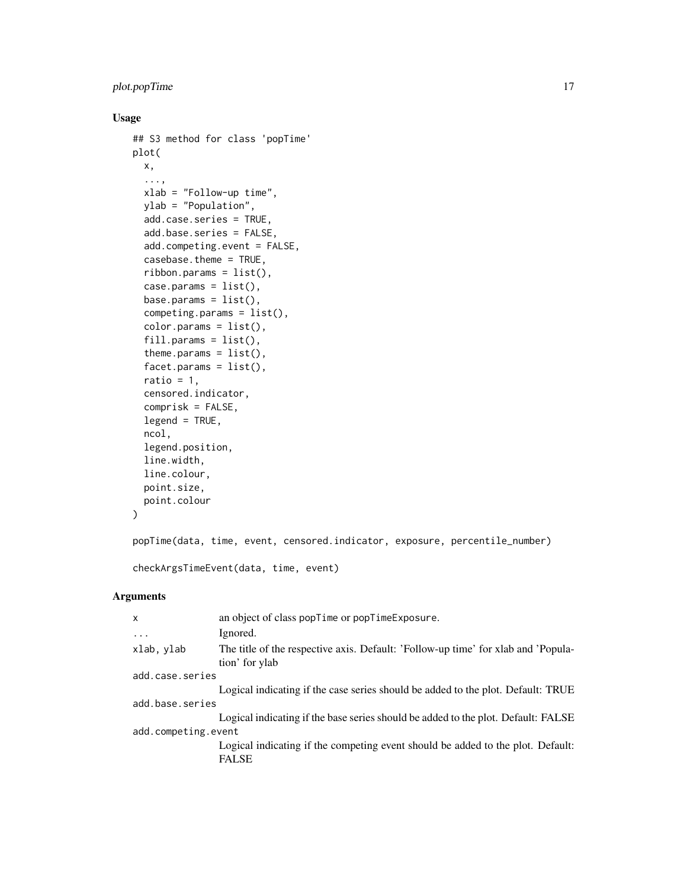## Usage

```
## S3 method for class 'popTime'
plot(
  x,
  ...,
  xlab = "Follow-up time",
  ylab = "Population",
  add.case.series = TRUE,
  add.base.series = FALSE,
  add.competing.event = FALSE,
  casebase.theme = TRUE,
  ribbon.params = list(),
  case.params = list(),
  base.params = list(),
  competing.params = list(),
  color.params = list(),
  fill.params = list(),
  theme.params = list(),
  facet.params = list(),
  ratio = 1,
  censored.indicator,
  comprisk = FALSE,
  legend = TRUE,
  ncol,
  legend.position,
  line.width,
  line.colour,
  point.size,
  point.colour
)

popTime(data, time, event, censored.indicator, exposure, percentile_number)

checkArgsTimeEvent(data, time, event)
```

## Arguments

| | |
|---|---|
| x | an object of class popTime or popTimeExposure. |
| ... | Ignored. |
| xlab, ylab | The title of the respective axis. Default: 'Follow-up time' for xlab and 'Population' for ylab |
| add.case.series | Logical indicating if the case series should be added to the plot. Default: TRUE |
| add.base.series | Logical indicating if the base series should be added to the plot. Default: FALSE |
| add.competing.event | Logical indicating if the competing event should be added to the plot. Default: FALSE |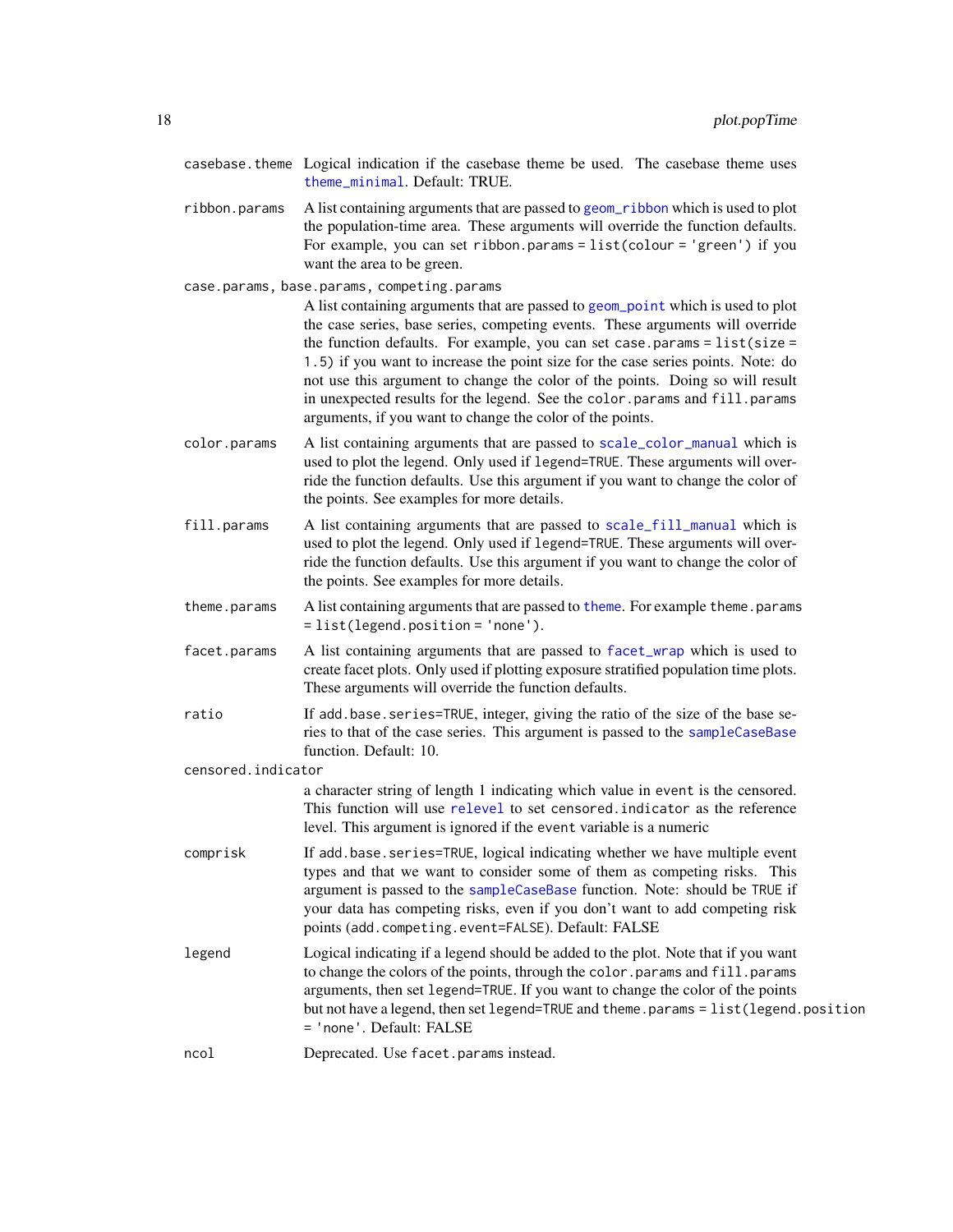`casebase.theme` Logical indication if the casebase theme be used. The casebase theme uses `theme_minimal`. Default: TRUE.

`ribbon.params` A list containing arguments that are passed to `geom_ribbon` which is used to plot the population-time area. These arguments will override the function defaults. For example, you can set `ribbon.params = list(colour = 'green')` if you want the area to be green.

`case.params, base.params, competing.params`
A list containing arguments that are passed to `geom_point` which is used to plot the case series, base series, competing events. These arguments will override the function defaults. For example, you can set `case.params = list(size = 1.5)` if you want to increase the point size for the case series points. Note: do not use this argument to change the color of the points. Doing so will result in unexpected results for the legend. See the `color.params` and `fill.params` arguments, if you want to change the color of the points.

`color.params` A list containing arguments that are passed to `scale_color_manual` which is used to plot the legend. Only used if `legend=TRUE`. These arguments will override the function defaults. Use this argument if you want to change the color of the points. See examples for more details.

`fill.params` A list containing arguments that are passed to `scale_fill_manual` which is used to plot the legend. Only used if `legend=TRUE`. These arguments will override the function defaults. Use this argument if you want to change the color of the points. See examples for more details.

`theme.params` A list containing arguments that are passed to `theme`. For example `theme.params = list(legend.position = 'none')`.

`facet.params` A list containing arguments that are passed to `facet_wrap` which is used to create facet plots. Only used if plotting exposure stratified population time plots. These arguments will override the function defaults.

`ratio` If `add.base.series=TRUE`, integer, giving the ratio of the size of the base series to that of the case series. This argument is passed to the `sampleCaseBase` function. Default: 10.

`censored.indicator`
a character string of length 1 indicating which value in `event` is the censored. This function will use `relevel` to set `censored.indicator` as the reference level. This argument is ignored if the `event` variable is a numeric

`comprisk` If `add.base.series=TRUE`, logical indicating whether we have multiple event types and that we want to consider some of them as competing risks. This argument is passed to the `sampleCaseBase` function. Note: should be `TRUE` if your data has competing risks, even if you don't want to add competing risk points (`add.competing.event=FALSE`). Default: FALSE

`legend` Logical indicating if a legend should be added to the plot. Note that if you want to change the colors of the points, through the `color.params` and `fill.params` arguments, then set `legend=TRUE`. If you want to change the color of the points but not have a legend, then set `legend=TRUE` and `theme.params = list(legend.position = 'none'`. Default: FALSE

`ncol` Deprecated. Use `facet.params` instead.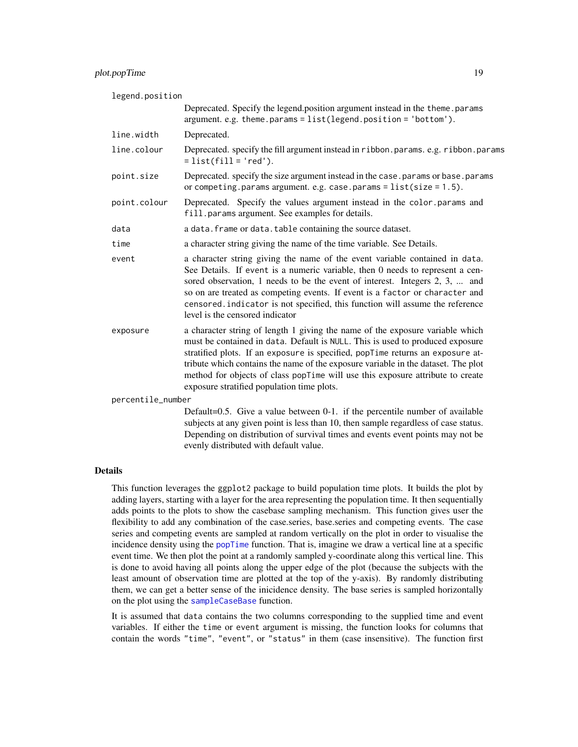`legend.position`
: Deprecated. Specify the legend.position argument instead in the `theme.params` argument. e.g. `theme.params = list(legend.position = 'bottom')`.

`line.width`
: Deprecated.

`line.colour`
: Deprecated. specify the fill argument instead in `ribbon.params`. e.g. `ribbon.params = list(fill = 'red')`.

`point.size`
: Deprecated. specify the size argument instead in the `case.params` or `base.params` or `competing.params` argument. e.g. `case.params = list(size = 1.5)`.

`point.colour`
: Deprecated. Specify the values argument instead in the `color.params` and `fill.params` argument. See examples for details.

`data`
: a `data.frame` or `data.table` containing the source dataset.

`time`
: a character string giving the name of the time variable. See Details.

`event`
: a character string giving the name of the event variable contained in `data`. See Details. If `event` is a numeric variable, then 0 needs to represent a censored observation, 1 needs to be the event of interest. Integers 2, 3, ... and so on are treated as competing events. If event is a `factor` or `character` and `censored.indicator` is not specified, this function will assume the reference level is the censored indicator

`exposure`
: a character string of length 1 giving the name of the exposure variable which must be contained in `data`. Default is `NULL`. This is used to produced exposure stratified plots. If an `exposure` is specified, `popTime` returns an `exposure` attribute which contains the name of the exposure variable in the dataset. The plot method for objects of class `popTime` will use this exposure attribute to create exposure stratified population time plots.

`percentile_number`
: Default=0.5. Give a value between 0-1. if the percentile number of available subjects at any given point is less than 10, then sample regardless of case status. Depending on distribution of survival times and events event points may not be evenly distributed with default value.

## Details

This function leverages the `ggplot2` package to build population time plots. It builds the plot by adding layers, starting with a layer for the area representing the population time. It then sequentially adds points to the plots to show the casebase sampling mechanism. This function gives user the flexibility to add any combination of the case.series, base.series and competing events. The case series and competing events are sampled at random vertically on the plot in order to visualise the incidence density using the `popTime` function. That is, imagine we draw a vertical line at a specific event time. We then plot the point at a randomly sampled y-coordinate along this vertical line. This is done to avoid having all points along the upper edge of the plot (because the subjects with the least amount of observation time are plotted at the top of the y-axis). By randomly distributing them, we can get a better sense of the inicidence density. The base series is sampled horizontally on the plot using the `sampleCaseBase` function.

It is assumed that `data` contains the two columns corresponding to the supplied time and event variables. If either the `time` or `event` argument is missing, the function looks for columns that contain the words `"time"`, `"event"`, or `"status"` in them (case insensitive). The function first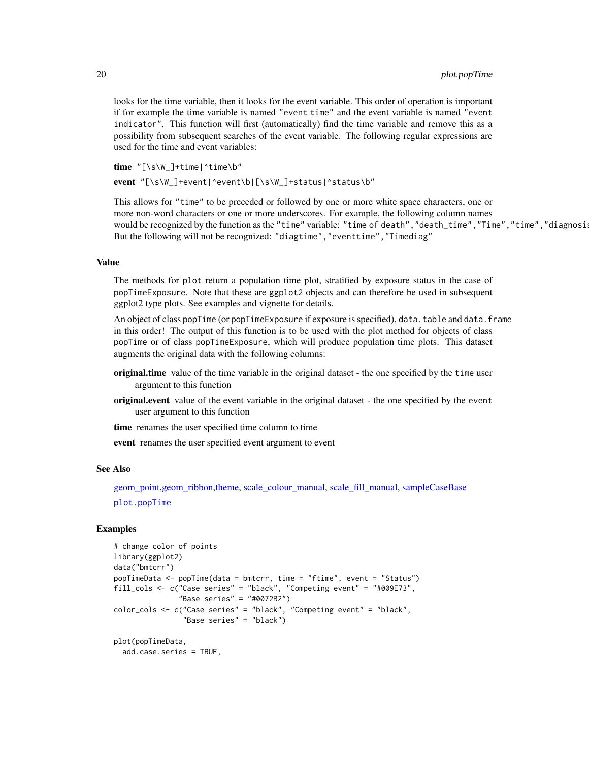looks for the time variable, then it looks for the event variable. This order of operation is important if for example the time variable is named "event time" and the event variable is named "event indicator". This function will first (automatically) find the time variable and remove this as a possibility from subsequent searches of the event variable. The following regular expressions are used for the time and event variables:

**time** `"[\s\W_]+time|^time\b"`

**event** `"[\s\W_]+event|^event\b|[\s\W_]+status|^status\b"`

This allows for "time" to be preceded or followed by one or more white space characters, one or more non-word characters or one or more underscores. For example, the following column names would be recognized by the function as the "time" variable: "time of death","death_time","Time","time","diagnosis But the following will not be recognized: "diagtime","eventtime","Timediag"

## Value

The methods for `plot` return a population time plot, stratified by exposure status in the case of `popTimeExposure`. Note that these are `ggplot2` objects and can therefore be used in subsequent ggplot2 type plots. See examples and vignette for details.

An object of class popTime (or popTimeExposure if exposure is specified), `data.table` and `data.frame` in this order! The output of this function is to be used with the plot method for objects of class `popTime` or of class `popTimeExposure`, which will produce population time plots. This dataset augments the original data with the following columns:

**original.time** value of the time variable in the original dataset - the one specified by the `time` user argument to this function

**original.event** value of the event variable in the original dataset - the one specified by the `event` user argument to this function

**time** renames the user specified time column to time

**event** renames the user specified event argument to event

## See Also

geom_point,geom_ribbon,theme, scale_colour_manual, scale_fill_manual, sampleCaseBase

`plot.popTime`

## Examples

```
# change color of points
library(ggplot2)
data("bmtcrr")
popTimeData <- popTime(data = bmtcrr, time = "ftime", event = "Status")
fill_cols <- c("Case series" = "black", "Competing event" = "#009E73",
               "Base series" = "#0072B2")
color_cols <- c("Case series" = "black", "Competing event" = "black",
                "Base series" = "black")

plot(popTimeData,
  add.case.series = TRUE,
```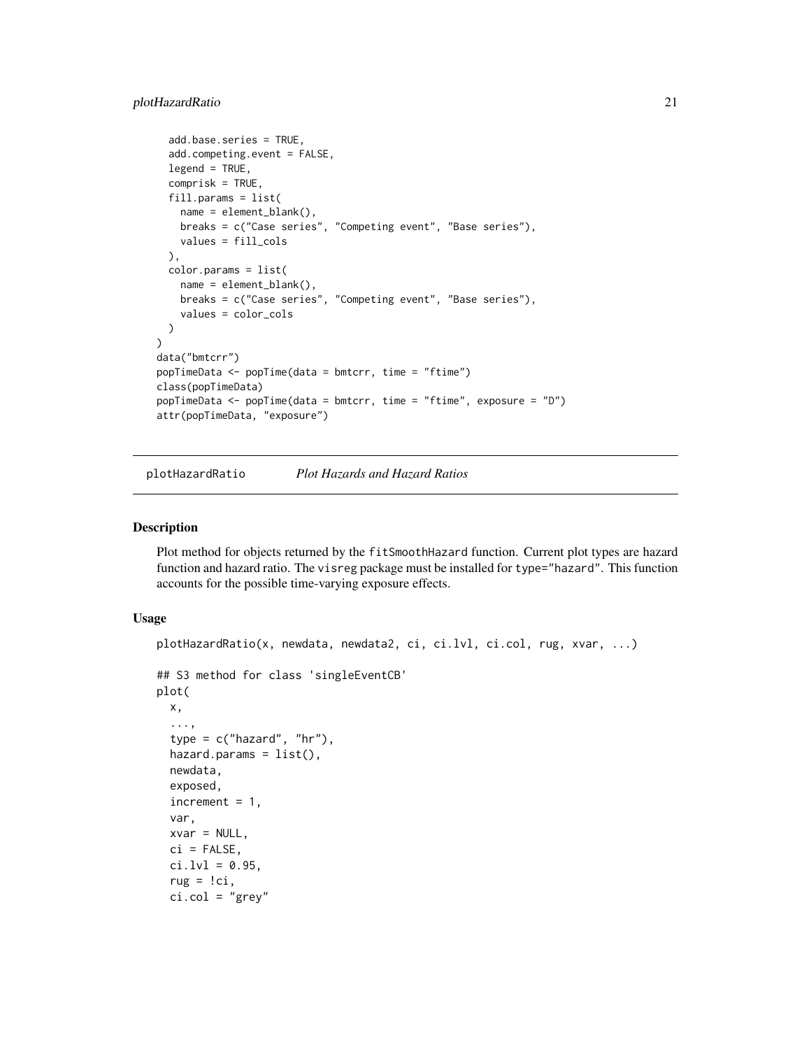```
  add.base.series = TRUE,
  add.competing.event = FALSE,
  legend = TRUE,
  comprisk = TRUE,
  fill.params = list(
    name = element_blank(),
    breaks = c("Case series", "Competing event", "Base series"),
    values = fill_cols
  ),
  color.params = list(
    name = element_blank(),
    breaks = c("Case series", "Competing event", "Base series"),
    values = color_cols
  )
)
data("bmtcrr")
popTimeData <- popTime(data = bmtcrr, time = "ftime")
class(popTimeData)
popTimeData <- popTime(data = bmtcrr, time = "ftime", exposure = "D")
attr(popTimeData, "exposure")
```

## plotHazardRatio — *Plot Hazards and Hazard Ratios*

### Description

Plot method for objects returned by the `fitSmoothHazard` function. Current plot types are hazard function and hazard ratio. The `visreg` package must be installed for `type="hazard"`. This function accounts for the possible time-varying exposure effects.

### Usage

```
plotHazardRatio(x, newdata, newdata2, ci, ci.lvl, ci.col, rug, xvar, ...)

## S3 method for class 'singleEventCB'
plot(
  x,
  ...,
  type = c("hazard", "hr"),
  hazard.params = list(),
  newdata,
  exposed,
  increment = 1,
  var,
  xvar = NULL,
  ci = FALSE,
  ci.lvl = 0.95,
  rug = !ci,
  ci.col = "grey"
```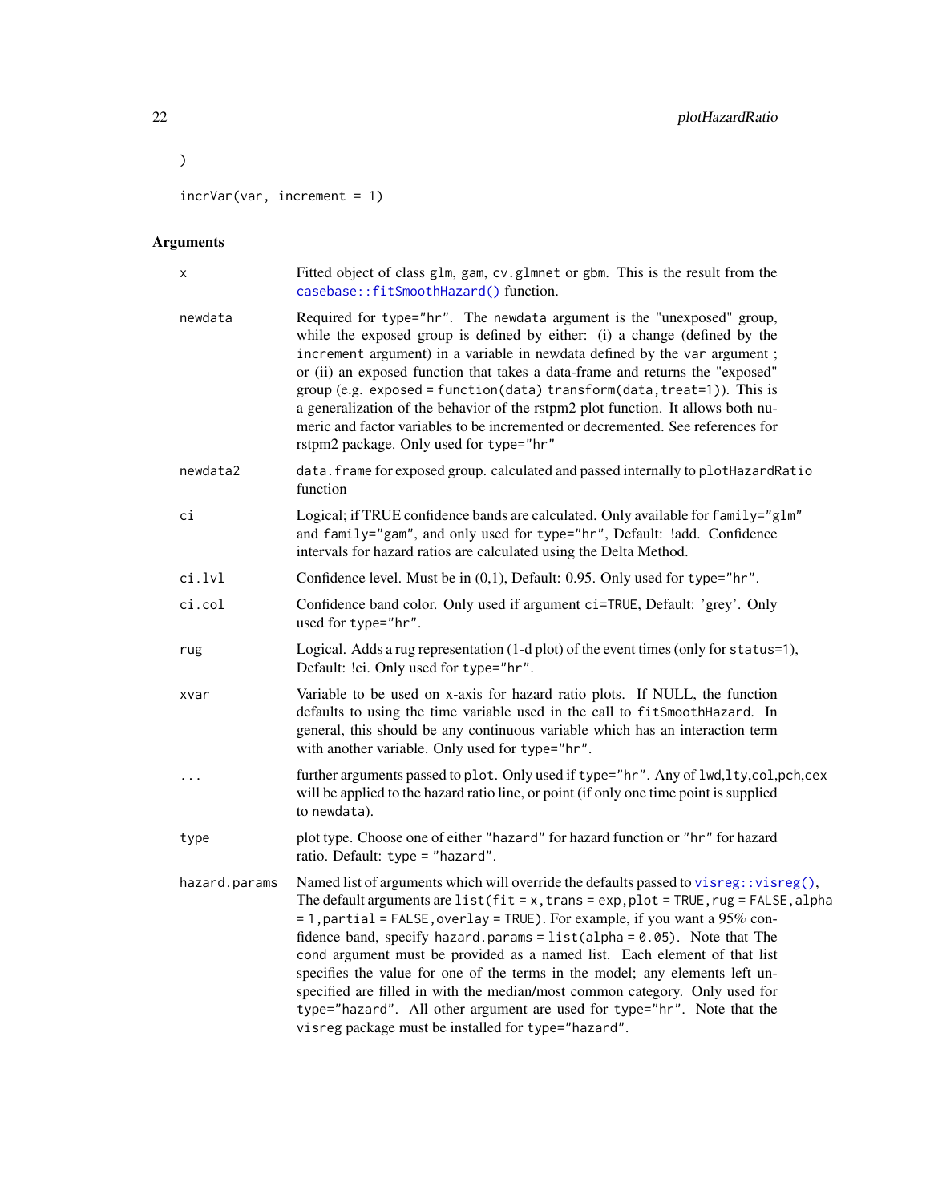```
)

incrVar(var, increment = 1)
```

## Arguments

| Argument | Description |
|---|---|
| x | Fitted object of class glm, gam, cv.glmnet or gbm. This is the result from the casebase::fitSmoothHazard() function. |
| newdata | Required for type="hr". The newdata argument is the "unexposed" group, while the exposed group is defined by either: (i) a change (defined by the increment argument) in a variable in newdata defined by the var argument ; or (ii) an exposed function that takes a data-frame and returns the "exposed" group (e.g. exposed = function(data) transform(data,treat=1)). This is a generalization of the behavior of the rstpm2 plot function. It allows both numeric and factor variables to be incremented or decremented. See references for rstpm2 package. Only used for type="hr" |
| newdata2 | data.frame for exposed group. calculated and passed internally to plotHazardRatio function |
| ci | Logical; if TRUE confidence bands are calculated. Only available for family="glm" and family="gam", and only used for type="hr", Default: !add. Confidence intervals for hazard ratios are calculated using the Delta Method. |
| ci.lvl | Confidence level. Must be in (0,1), Default: 0.95. Only used for type="hr". |
| ci.col | Confidence band color. Only used if argument ci=TRUE, Default: 'grey'. Only used for type="hr". |
| rug | Logical. Adds a rug representation (1-d plot) of the event times (only for status=1), Default: !ci. Only used for type="hr". |
| xvar | Variable to be used on x-axis for hazard ratio plots. If NULL, the function defaults to using the time variable used in the call to fitSmoothHazard. In general, this should be any continuous variable which has an interaction term with another variable. Only used for type="hr". |
| ... | further arguments passed to plot. Only used if type="hr". Any of lwd,lty,col,pch,cex will be applied to the hazard ratio line, or point (if only one time point is supplied to newdata). |
| type | plot type. Choose one of either "hazard" for hazard function or "hr" for hazard ratio. Default: type = "hazard". |
| hazard.params | Named list of arguments which will override the defaults passed to visreg::visreg(), The default arguments are list(fit = x, trans = exp, plot = TRUE, rug = FALSE, alpha = 1, partial = FALSE, overlay = TRUE). For example, if you want a 95% confidence band, specify hazard.params = list(alpha = 0.05). Note that The cond argument must be provided as a named list. Each element of that list specifies the value for one of the terms in the model; any elements left unspecified are filled in with the median/most common category. Only used for type="hazard". All other argument are used for type="hr". Note that the visreg package must be installed for type="hazard". |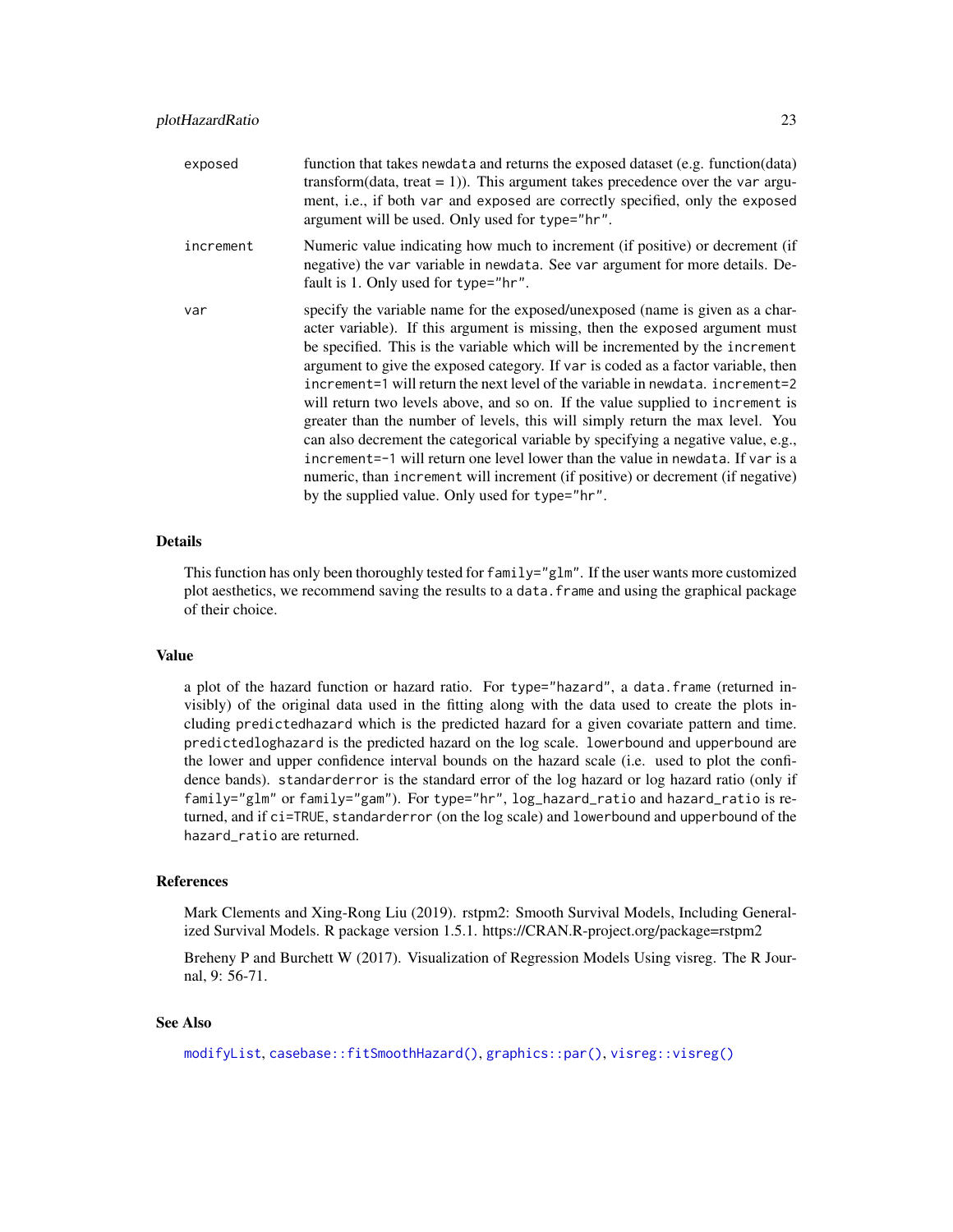| | |
|---|---|
| `exposed` | function that takes `newdata` and returns the exposed dataset (e.g. function(data) transform(data, treat = 1)). This argument takes precedence over the `var` argument, i.e., if both `var` and `exposed` are correctly specified, only the `exposed` argument will be used. Only used for `type="hr"`. |
| `increment` | Numeric value indicating how much to increment (if positive) or decrement (if negative) the `var` variable in `newdata`. See `var` argument for more details. Default is 1. Only used for `type="hr"`. |
| `var` | specify the variable name for the exposed/unexposed (name is given as a character variable). If this argument is missing, then the `exposed` argument must be specified. This is the variable which will be incremented by the `increment` argument to give the exposed category. If `var` is coded as a factor variable, then `increment=1` will return the next level of the variable in `newdata`. `increment=2` will return two levels above, and so on. If the value supplied to `increment` is greater than the number of levels, this will simply return the max level. You can also decrement the categorical variable by specifying a negative value, e.g., `increment=-1` will return one level lower than the value in `newdata`. If `var` is a numeric, than `increment` will increment (if positive) or decrement (if negative) by the supplied value. Only used for `type="hr"`. |

## Details

This function has only been thoroughly tested for `family="glm"`. If the user wants more customized plot aesthetics, we recommend saving the results to a `data.frame` and using the graphical package of their choice.

## Value

a plot of the hazard function or hazard ratio. For `type="hazard"`, a `data.frame` (returned invisibly) of the original data used in the fitting along with the data used to create the plots including `predictedhazard` which is the predicted hazard for a given covariate pattern and time. `predictedloghazard` is the predicted hazard on the log scale. `lowerbound` and `upperbound` are the lower and upper confidence interval bounds on the hazard scale (i.e. used to plot the confidence bands). `standarderror` is the standard error of the log hazard or log hazard ratio (only if `family="glm"` or `family="gam"`). For `type="hr"`, `log_hazard_ratio` and `hazard_ratio` is returned, and if `ci=TRUE`, `standarderror` (on the log scale) and `lowerbound` and `upperbound` of the `hazard_ratio` are returned.

## References

Mark Clements and Xing-Rong Liu (2019). rstpm2: Smooth Survival Models, Including Generalized Survival Models. R package version 1.5.1. https://CRAN.R-project.org/package=rstpm2

Breheny P and Burchett W (2017). Visualization of Regression Models Using visreg. The R Journal, 9: 56-71.

## See Also

`modifyList`, `casebase::fitSmoothHazard()`, `graphics::par()`, `visreg::visreg()`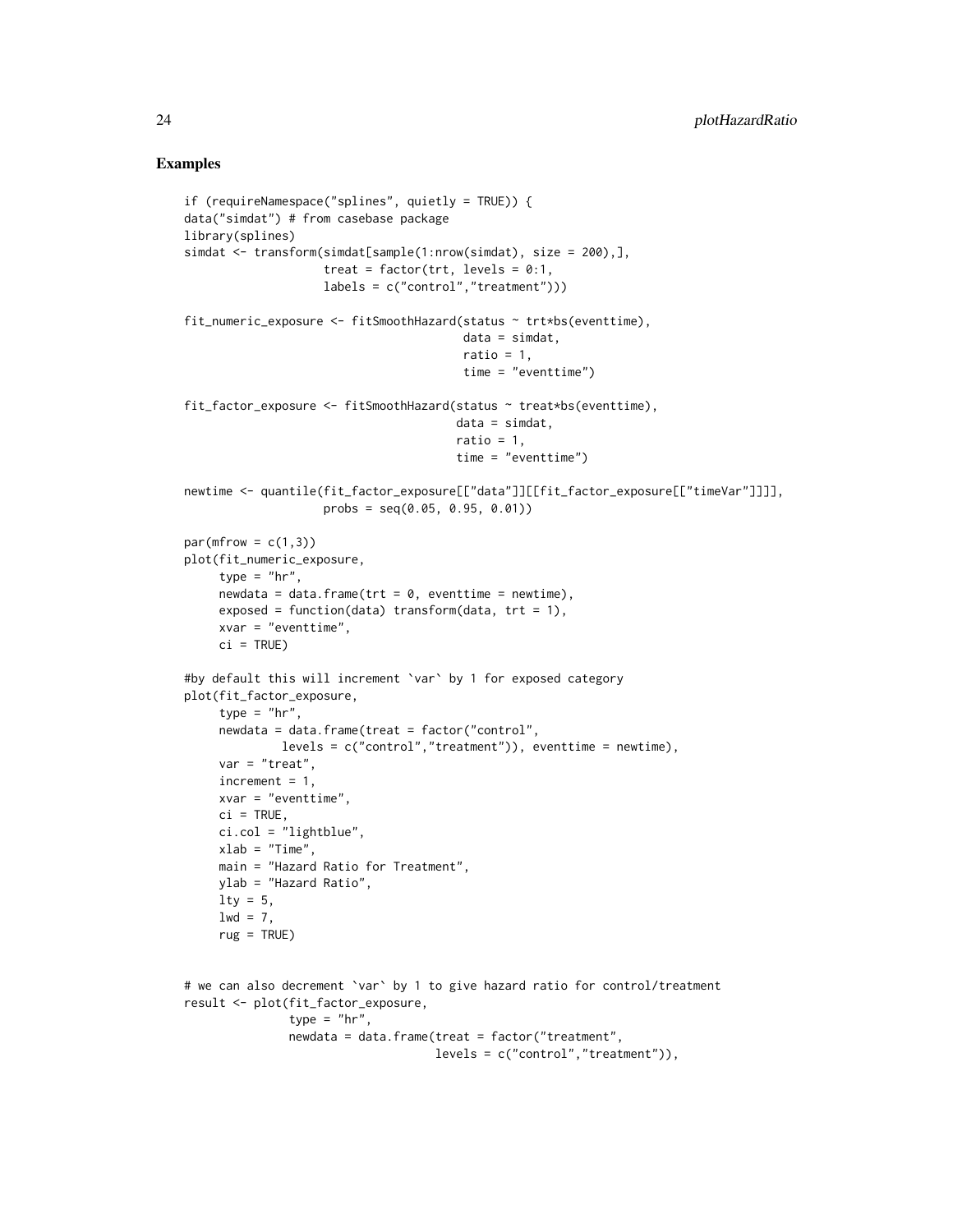## Examples

```
if (requireNamespace("splines", quietly = TRUE)) {
data("simdat") # from casebase package
library(splines)
simdat <- transform(simdat[sample(1:nrow(simdat), size = 200),],
                    treat = factor(trt, levels = 0:1,
                    labels = c("control","treatment")))

fit_numeric_exposure <- fitSmoothHazard(status ~ trt*bs(eventtime),
                                        data = simdat,
                                        ratio = 1,
                                        time = "eventtime")

fit_factor_exposure <- fitSmoothHazard(status ~ treat*bs(eventtime),
                                       data = simdat,
                                       ratio = 1,
                                       time = "eventtime")

newtime <- quantile(fit_factor_exposure[["data"]][[fit_factor_exposure[["timeVar"]]]],
                    probs = seq(0.05, 0.95, 0.01))

par(mfrow = c(1,3))
plot(fit_numeric_exposure,
     type = "hr",
     newdata = data.frame(trt = 0, eventtime = newtime),
     exposed = function(data) transform(data, trt = 1),
     xvar = "eventtime",
     ci = TRUE)

#by default this will increment `var` by 1 for exposed category
plot(fit_factor_exposure,
     type = "hr",
     newdata = data.frame(treat = factor("control",
              levels = c("control","treatment")), eventtime = newtime),
     var = "treat",
     increment = 1,
     xvar = "eventtime",
     ci = TRUE,
     ci.col = "lightblue",
     xlab = "Time",
     main = "Hazard Ratio for Treatment",
     ylab = "Hazard Ratio",
     lty = 5,
     lwd = 7,
     rug = TRUE)


# we can also decrement `var` by 1 to give hazard ratio for control/treatment
result <- plot(fit_factor_exposure,
               type = "hr",
               newdata = data.frame(treat = factor("treatment",
                                    levels = c("control","treatment")),
```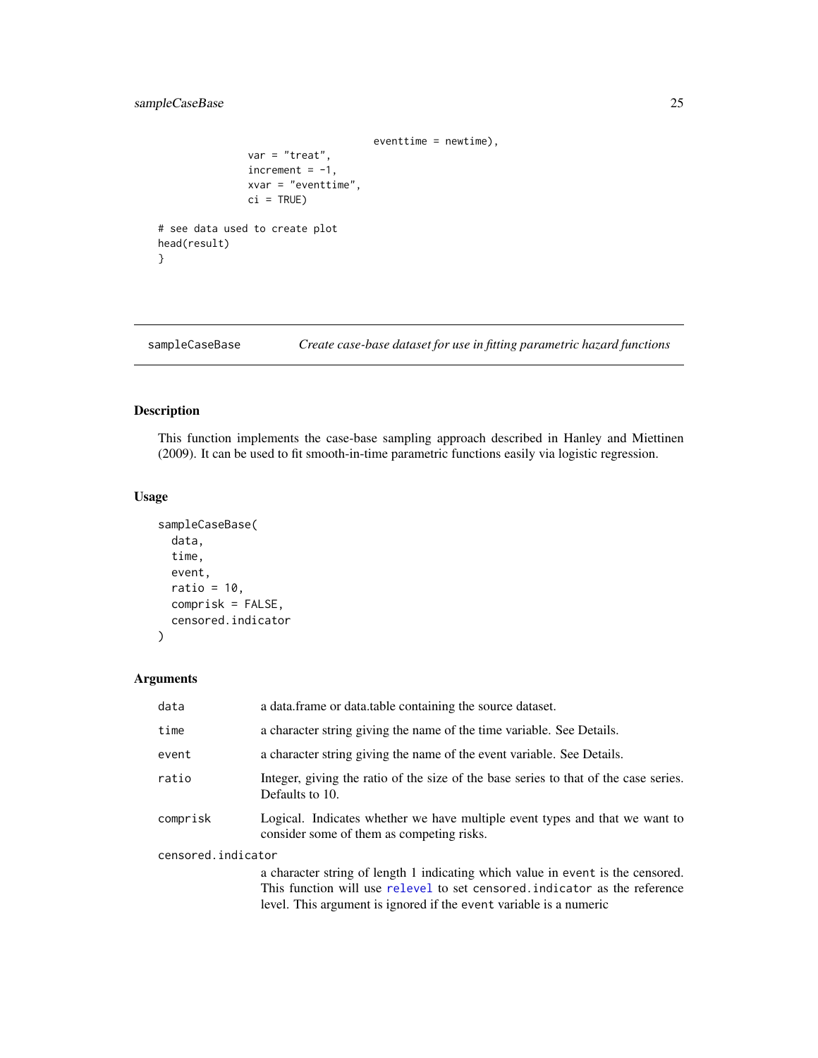```
                                    eventtime = newtime),
             var = "treat",
             increment = -1,
             xvar = "eventtime",
             ci = TRUE)

# see data used to create plot
head(result)
}
```

## sampleCaseBase — *Create case-base dataset for use in fitting parametric hazard functions*

### Description

This function implements the case-base sampling approach described in Hanley and Miettinen (2009). It can be used to fit smooth-in-time parametric functions easily via logistic regression.

### Usage

```
sampleCaseBase(
  data,
  time,
  event,
  ratio = 10,
  comprisk = FALSE,
  censored.indicator
)
```

### Arguments

| | |
|---|---|
| `data` | a data.frame or data.table containing the source dataset. |
| `time` | a character string giving the name of the time variable. See Details. |
| `event` | a character string giving the name of the event variable. See Details. |
| `ratio` | Integer, giving the ratio of the size of the base series to that of the case series. Defaults to 10. |
| `comprisk` | Logical. Indicates whether we have multiple event types and that we want to consider some of them as competing risks. |
| `censored.indicator` | a character string of length 1 indicating which value in `event` is the censored. This function will use `relevel` to set `censored.indicator` as the reference level. This argument is ignored if the `event` variable is a numeric |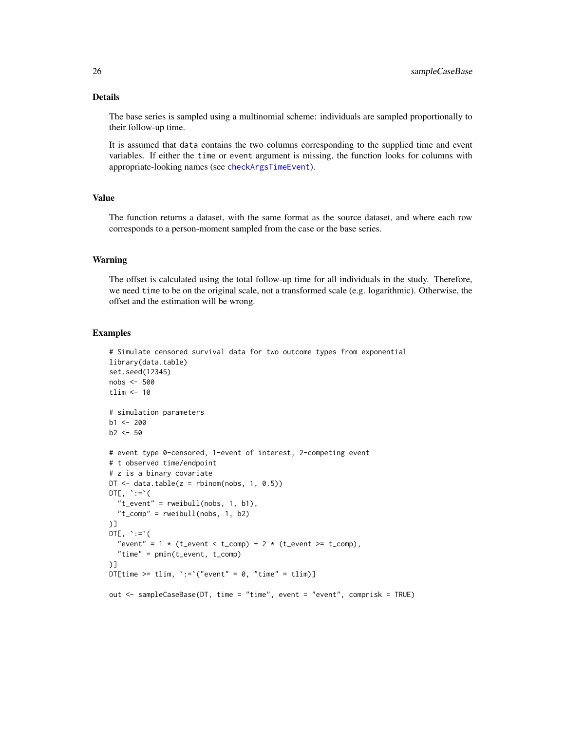## Details

The base series is sampled using a multinomial scheme: individuals are sampled proportionally to their follow-up time.

It is assumed that `data` contains the two columns corresponding to the supplied time and event variables. If either the `time` or `event` argument is missing, the function looks for columns with appropriate-looking names (see `checkArgsTimeEvent`).

## Value

The function returns a dataset, with the same format as the source dataset, and where each row corresponds to a person-moment sampled from the case or the base series.

## Warning

The offset is calculated using the total follow-up time for all individuals in the study. Therefore, we need `time` to be on the original scale, not a transformed scale (e.g. logarithmic). Otherwise, the offset and the estimation will be wrong.

## Examples

```
# Simulate censored survival data for two outcome types from exponential
library(data.table)
set.seed(12345)
nobs <- 500
tlim <- 10

# simulation parameters
b1 <- 200
b2 <- 50

# event type 0-censored, 1-event of interest, 2-competing event
# t observed time/endpoint
# z is a binary covariate
DT <- data.table(z = rbinom(nobs, 1, 0.5))
DT[, `:=`(
  "t_event" = rweibull(nobs, 1, b1),
  "t_comp" = rweibull(nobs, 1, b2)
)]
DT[, `:=`(
  "event" = 1 * (t_event < t_comp) + 2 * (t_event >= t_comp),
  "time" = pmin(t_event, t_comp)
)]
DT[time >= tlim, `:=`("event" = 0, "time" = tlim)]

out <- sampleCaseBase(DT, time = "time", event = "event", comprisk = TRUE)
```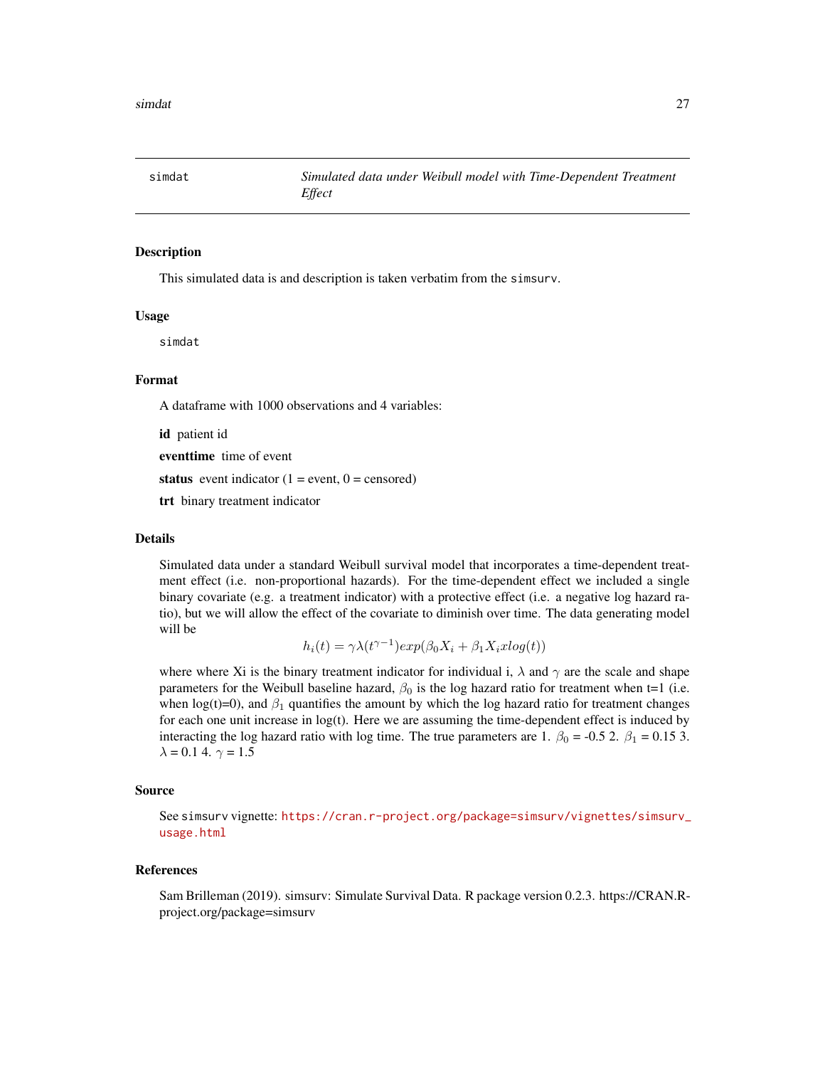## simdat — *Simulated data under Weibull model with Time-Dependent Treatment Effect*

### Description

This simulated data is and description is taken verbatim from the `simsurv`.

### Usage

```
simdat
```

### Format

A dataframe with 1000 observations and 4 variables:

**id** patient id

**eventtime** time of event

**status** event indicator (1 = event, 0 = censored)

**trt** binary treatment indicator

### Details

Simulated data under a standard Weibull survival model that incorporates a time-dependent treatment effect (i.e. non-proportional hazards). For the time-dependent effect we included a single binary covariate (e.g. a treatment indicator) with a protective effect (i.e. a negative log hazard ratio), but we will allow the effect of the covariate to diminish over time. The data generating model will be

$$h_i(t) = \gamma\lambda(t^{\gamma-1})exp(\beta_0 X_i + \beta_1 X_i xlog(t))$$

where where Xi is the binary treatment indicator for individual i, $\lambda$ and $\gamma$ are the scale and shape parameters for the Weibull baseline hazard, $\beta_0$ is the log hazard ratio for treatment when t=1 (i.e. when log(t)=0), and $\beta_1$ quantifies the amount by which the log hazard ratio for treatment changes for each one unit increase in log(t). Here we are assuming the time-dependent effect is induced by interacting the log hazard ratio with log time. The true parameters are 1. $\beta_0$ = -0.5 2. $\beta_1$ = 0.15 3. $\lambda$ = 0.1 4. $\gamma$ = 1.5

### Source

See `simsurv` vignette: https://cran.r-project.org/package=simsurv/vignettes/simsurv_usage.html

### References

Sam Brilleman (2019). simsurv: Simulate Survival Data. R package version 0.2.3. https://CRAN.R-project.org/package=simsurv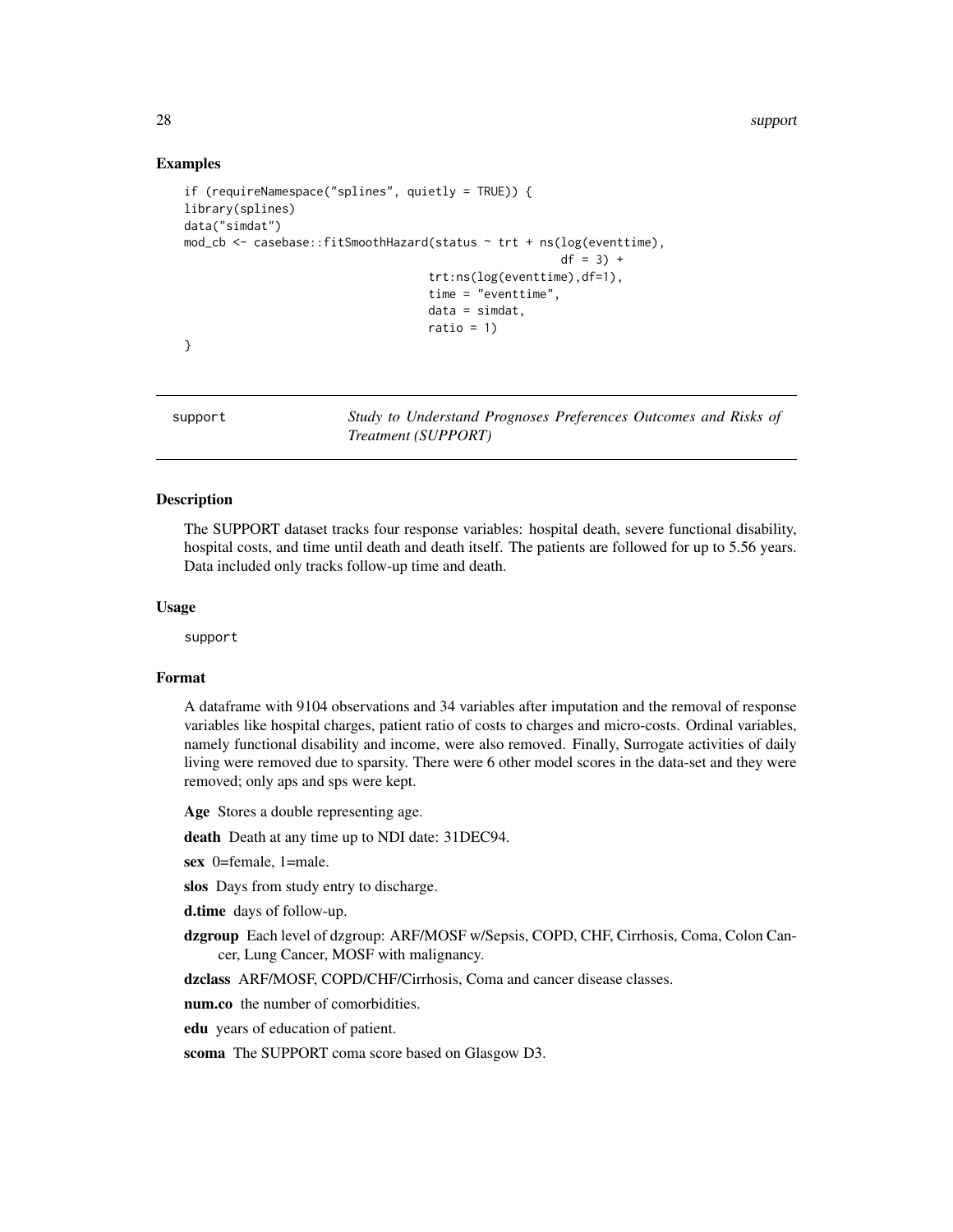## Examples

```
if (requireNamespace("splines", quietly = TRUE)) {
library(splines)
data("simdat")
mod_cb <- casebase::fitSmoothHazard(status ~ trt + ns(log(eventtime),
                                                      df = 3) +
                                    trt:ns(log(eventtime),df=1),
                                    time = "eventtime",
                                    data = simdat,
                                    ratio = 1)
}
```

---

support    *Study to Understand Prognoses Preferences Outcomes and Risks of Treatment (SUPPORT)*

---

## Description

The SUPPORT dataset tracks four response variables: hospital death, severe functional disability, hospital costs, and time until death and death itself. The patients are followed for up to 5.56 years. Data included only tracks follow-up time and death.

## Usage

```
support
```

## Format

A dataframe with 9104 observations and 34 variables after imputation and the removal of response variables like hospital charges, patient ratio of costs to charges and micro-costs. Ordinal variables, namely functional disability and income, were also removed. Finally, Surrogate activities of daily living were removed due to sparsity. There were 6 other model scores in the data-set and they were removed; only aps and sps were kept.

**Age** Stores a double representing age.

**death** Death at any time up to NDI date: 31DEC94.

**sex** 0=female, 1=male.

**slos** Days from study entry to discharge.

**d.time** days of follow-up.

**dzgroup** Each level of dzgroup: ARF/MOSF w/Sepsis, COPD, CHF, Cirrhosis, Coma, Colon Cancer, Lung Cancer, MOSF with malignancy.

**dzclass** ARF/MOSF, COPD/CHF/Cirrhosis, Coma and cancer disease classes.

**num.co** the number of comorbidities.

**edu** years of education of patient.

**scoma** The SUPPORT coma score based on Glasgow D3.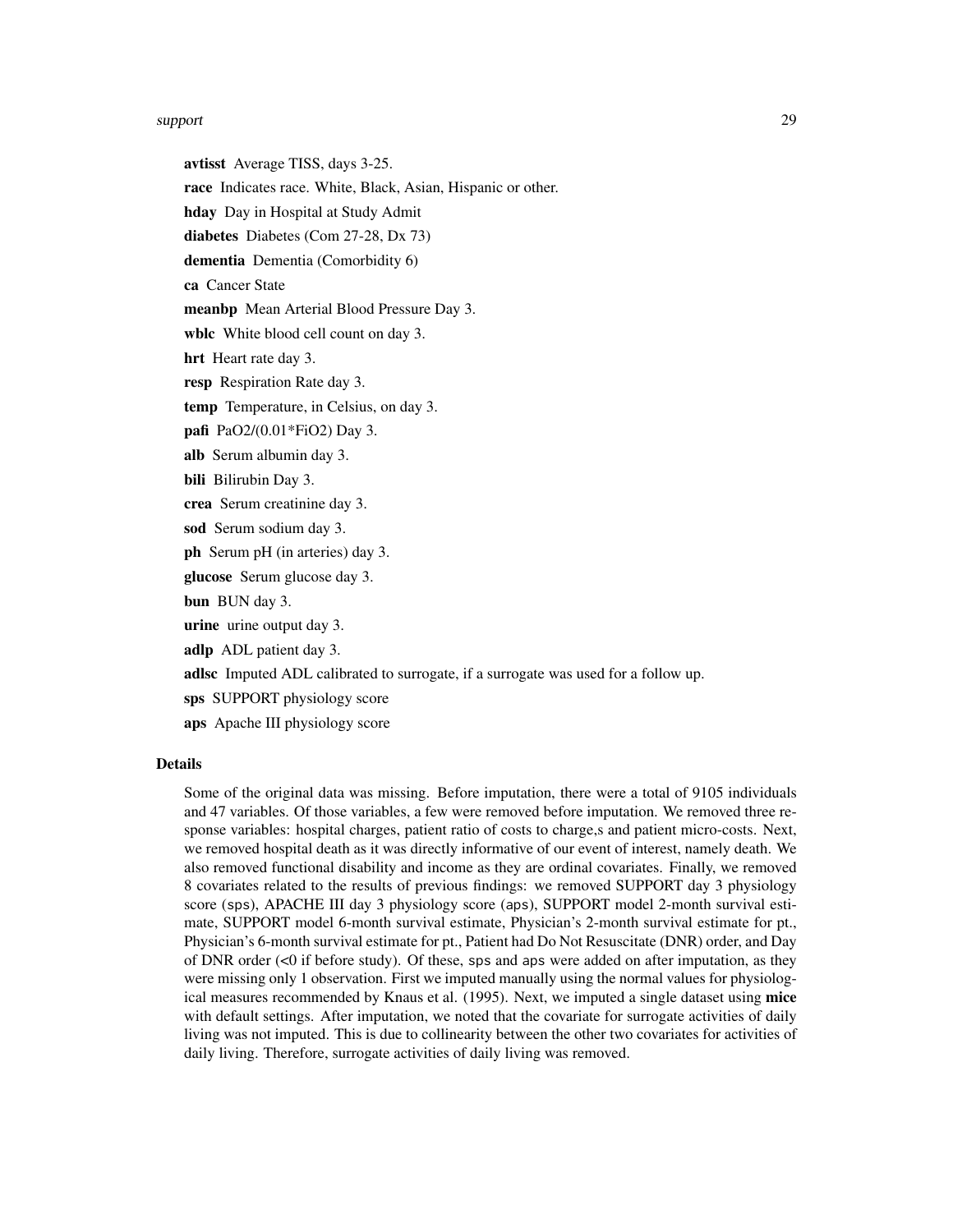**avtisst** Average TISS, days 3-25.

**race** Indicates race. White, Black, Asian, Hispanic or other.

**hday** Day in Hospital at Study Admit

**diabetes** Diabetes (Com 27-28, Dx 73)

**dementia** Dementia (Comorbidity 6)

**ca** Cancer State

**meanbp** Mean Arterial Blood Pressure Day 3.

**wblc** White blood cell count on day 3.

**hrt** Heart rate day 3.

**resp** Respiration Rate day 3.

**temp** Temperature, in Celsius, on day 3.

**pafi** PaO2/(0.01*FiO2) Day 3.

**alb** Serum albumin day 3.

**bili** Bilirubin Day 3.

**crea** Serum creatinine day 3.

**sod** Serum sodium day 3.

**ph** Serum pH (in arteries) day 3.

**glucose** Serum glucose day 3.

**bun** BUN day 3.

**urine** urine output day 3.

**adlp** ADL patient day 3.

**adlsc** Imputed ADL calibrated to surrogate, if a surrogate was used for a follow up.

**sps** SUPPORT physiology score

**aps** Apache III physiology score

## Details

Some of the original data was missing. Before imputation, there were a total of 9105 individuals and 47 variables. Of those variables, a few were removed before imputation. We removed three response variables: hospital charges, patient ratio of costs to charge,s and patient micro-costs. Next, we removed hospital death as it was directly informative of our event of interest, namely death. We also removed functional disability and income as they are ordinal covariates. Finally, we removed 8 covariates related to the results of previous findings: we removed SUPPORT day 3 physiology score (`sps`), APACHE III day 3 physiology score (`aps`), SUPPORT model 2-month survival estimate, SUPPORT model 6-month survival estimate, Physician's 2-month survival estimate for pt., Physician's 6-month survival estimate for pt., Patient had Do Not Resuscitate (DNR) order, and Day of DNR order (<0 if before study). Of these, `sps` and `aps` were added on after imputation, as they were missing only 1 observation. First we imputed manually using the normal values for physiological measures recommended by Knaus et al. (1995). Next, we imputed a single dataset using **mice** with default settings. After imputation, we noted that the covariate for surrogate activities of daily living was not imputed. This is due to collinearity between the other two covariates for activities of daily living. Therefore, surrogate activities of daily living was removed.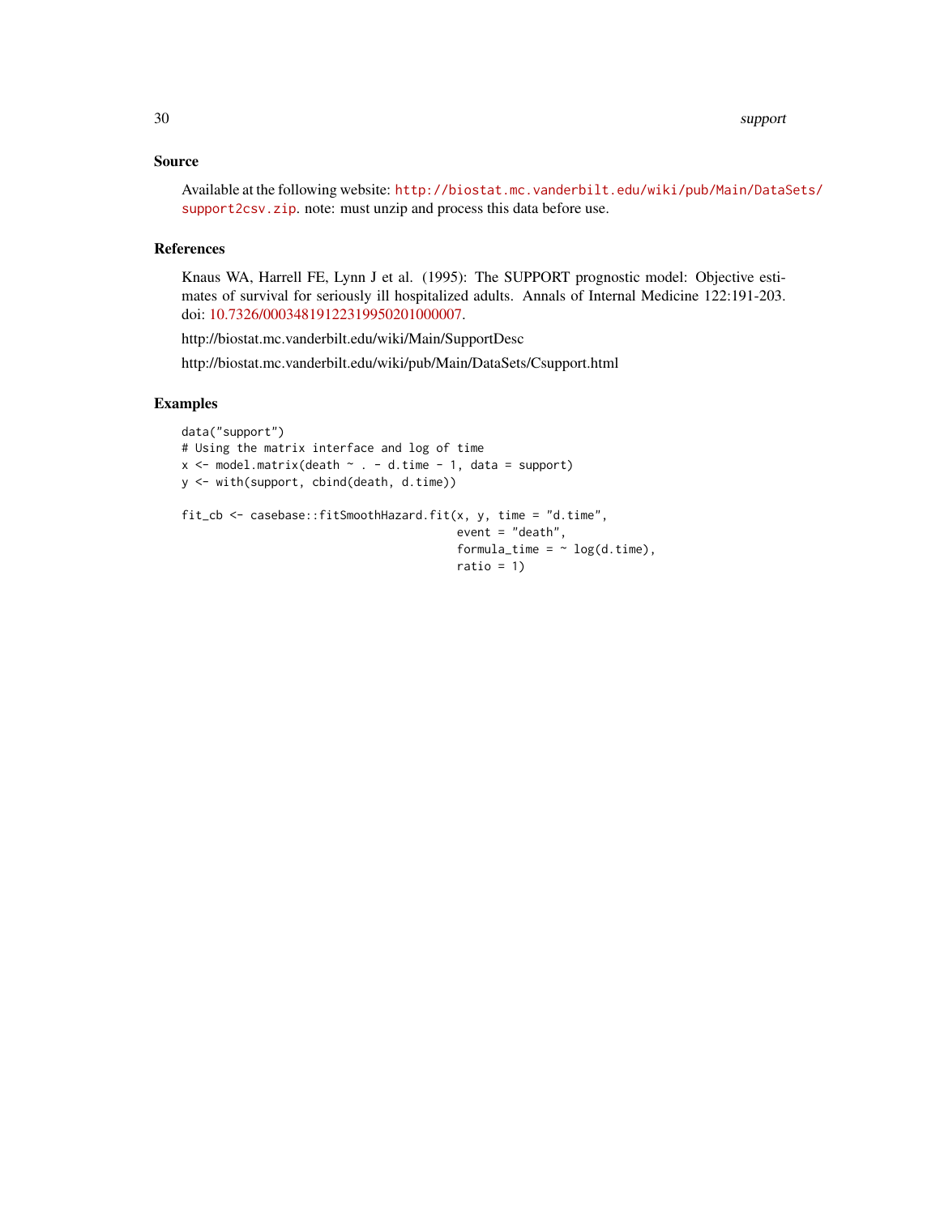## Source

Available at the following website: http://biostat.mc.vanderbilt.edu/wiki/pub/Main/DataSets/support2csv.zip. note: must unzip and process this data before use.

## References

Knaus WA, Harrell FE, Lynn J et al. (1995): The SUPPORT prognostic model: Objective estimates of survival for seriously ill hospitalized adults. Annals of Internal Medicine 122:191-203. doi: 10.7326/0003481912231995020100007.

http://biostat.mc.vanderbilt.edu/wiki/Main/SupportDesc

http://biostat.mc.vanderbilt.edu/wiki/pub/Main/DataSets/Csupport.html

## Examples

```
data("support")
# Using the matrix interface and log of time
x <- model.matrix(death ~ . - d.time - 1, data = support)
y <- with(support, cbind(death, d.time))

fit_cb <- casebase::fitSmoothHazard.fit(x, y, time = "d.time",
                                        event = "death",
                                        formula_time = ~ log(d.time),
                                        ratio = 1)
```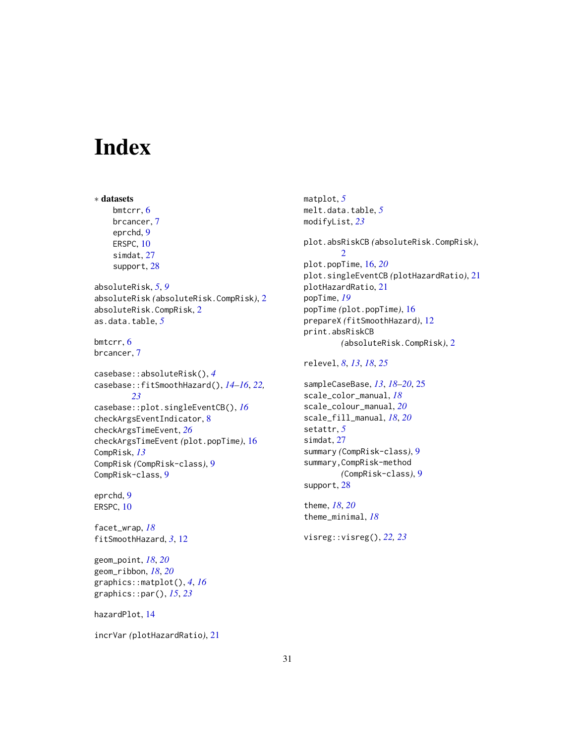# Index

∗ **datasets**
- bmtcrr, 6
- brcancer, 7
- eprchd, 9
- ERSPC, 10
- simdat, 27
- support, 28

absoluteRisk, *5*, *9*
absoluteRisk *(*absoluteRisk.CompRisk*)*, 2
absoluteRisk.CompRisk, 2
as.data.table, *5*

bmtcrr, 6
brcancer, 7

casebase::absoluteRisk(), *4*
casebase::fitSmoothHazard(), *14–16*, *22*, *23*
casebase::plot.singleEventCB(), *16*
checkArgsEventIndicator, 8
checkArgsTimeEvent, *26*
checkArgsTimeEvent *(*plot.popTime*)*, 16
CompRisk, *13*
CompRisk *(*CompRisk-class*)*, 9
CompRisk-class, 9

eprchd, 9
ERSPC, 10

facet_wrap, *18*
fitSmoothHazard, *3*, 12

geom_point, *18*, *20*
geom_ribbon, *18*, *20*
graphics::matplot(), *4*, *16*
graphics::par(), *15*, *23*

hazardPlot, 14

incrVar *(*plotHazardRatio*)*, 21

matplot, *5*
melt.data.table, *5*
modifyList, *23*

plot.absRiskCB *(*absoluteRisk.CompRisk*)*, 2
plot.popTime, 16, *20*
plot.singleEventCB *(*plotHazardRatio*)*, 21
plotHazardRatio, 21
popTime, *19*
popTime *(*plot.popTime*)*, 16
prepareX *(*fitSmoothHazard*)*, 12
print.absRiskCB *(*absoluteRisk.CompRisk*)*, 2

relevel, *8*, *13*, *18*, *25*

sampleCaseBase, *13*, *18–20*, 25
scale_color_manual, *18*
scale_colour_manual, *20*
scale_fill_manual, *18*, *20*
setattr, *5*
simdat, 27
summary *(*CompRisk-class*)*, 9
summary,CompRisk-method *(*CompRisk-class*)*, 9
support, 28

theme, *18*, *20*
theme_minimal, *18*

visreg::visreg(), *22*, *23*